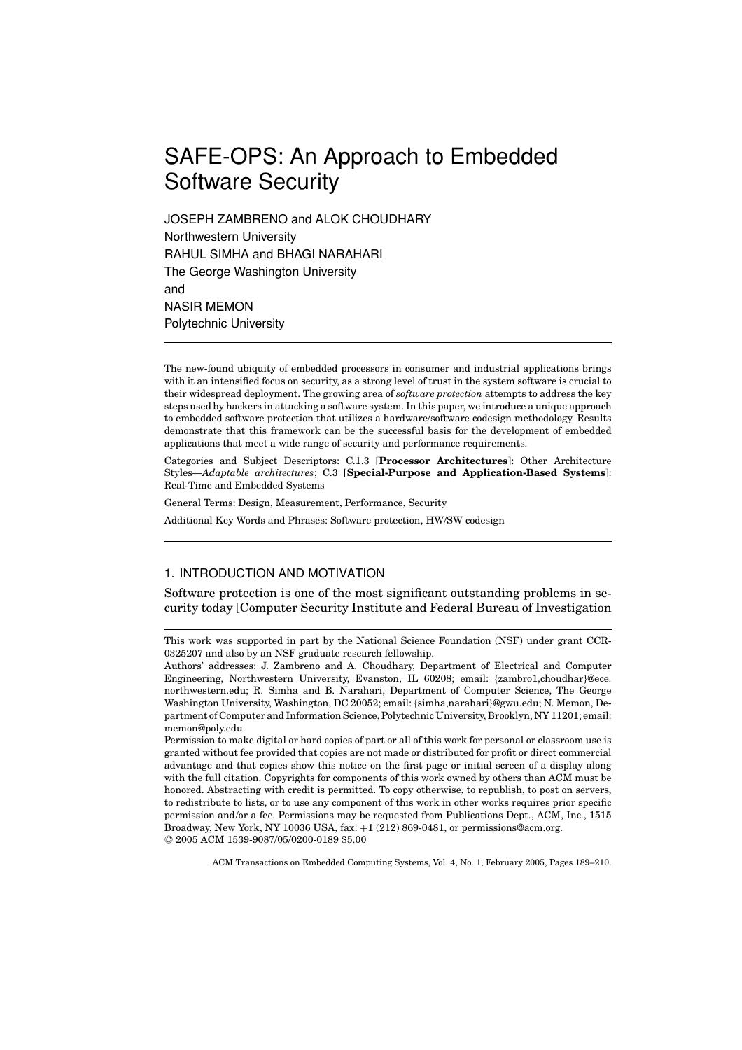# SAFE-OPS: An Approach to Embedded Software Security

JOSEPH ZAMBRENO and ALOK CHOUDHARY
Northwestern University
RAHUL SIMHA and BHAGI NARAHARI
The George Washington University
and
NASIR MEMON
Polytechnic University

---

The new-found ubiquity of embedded processors in consumer and industrial applications brings with it an intensified focus on security, as a strong level of trust in the system software is crucial to their widespread deployment. The growing area of *software protection* attempts to address the key steps used by hackers in attacking a software system. In this paper, we introduce a unique approach to embedded software protection that utilizes a hardware/software codesign methodology. Results demonstrate that this framework can be the successful basis for the development of embedded applications that meet a wide range of security and performance requirements.

Categories and Subject Descriptors: C.1.3 [**Processor Architectures**]: Other Architecture Styles—*Adaptable architectures*; C.3 [**Special-Purpose and Application-Based Systems**]: Real-Time and Embedded Systems

General Terms: Design, Measurement, Performance, Security

Additional Key Words and Phrases: Software protection, HW/SW codesign

---

## 1. INTRODUCTION AND MOTIVATION

Software protection is one of the most significant outstanding problems in security today [Computer Security Institute and Federal Bureau of Investigation

---

This work was supported in part by the National Science Foundation (NSF) under grant CCR-0325207 and also by an NSF graduate research fellowship.

Authors' addresses: J. Zambreno and A. Choudhary, Department of Electrical and Computer Engineering, Northwestern University, Evanston, IL 60208; email: {zambro1,choudhar}@ece.northwestern.edu; R. Simha and B. Narahari, Department of Computer Science, The George Washington University, Washington, DC 20052; email: {simha,narahari}@gwu.edu; N. Memon, Department of Computer and Information Science, Polytechnic University, Brooklyn, NY 11201; email: memon@poly.edu.

Permission to make digital or hard copies of part or all of this work for personal or classroom use is granted without fee provided that copies are not made or distributed for profit or direct commercial advantage and that copies show this notice on the first page or initial screen of a display along with the full citation. Copyrights for components of this work owned by others than ACM must be honored. Abstracting with credit is permitted. To copy otherwise, to republish, to post on servers, to redistribute to lists, or to use any component of this work in other works requires prior specific permission and/or a fee. Permissions may be requested from Publications Dept., ACM, Inc., 1515 Broadway, New York, NY 10036 USA, fax: +1 (212) 869-0481, or permissions@acm.org.
© 2005 ACM 1539-9087/05/0200-0189 $5.00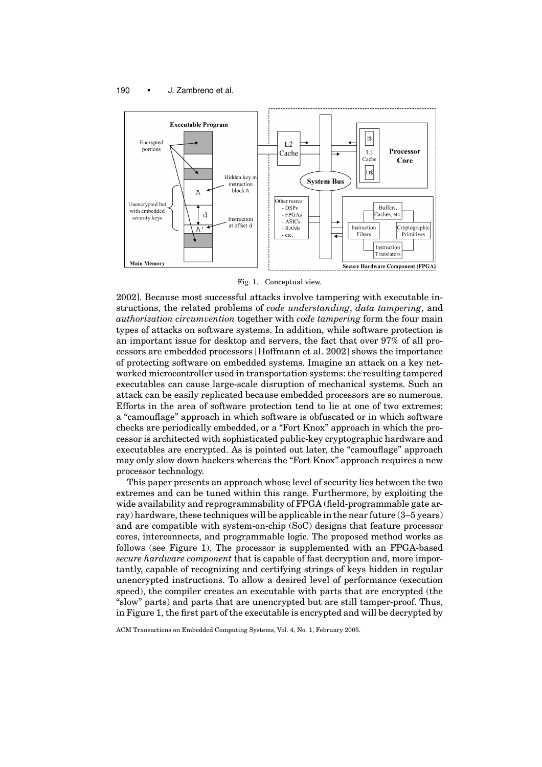Fig. 1. Conceptual view.

2002]. Because most successful attacks involve tampering with executable instructions, the related problems of *code understanding*, *data tampering*, and *authorization circumvention* together with *code tampering* form the four main types of attacks on software systems. In addition, while software protection is an important issue for desktop and servers, the fact that over 97% of all processors are embedded processors [Hoffmann et al. 2002] shows the importance of protecting software on embedded systems. Imagine an attack on a key networked microcontroller used in transportation systems: the resulting tampered executables can cause large-scale disruption of mechanical systems. Such an attack can be easily replicated because embedded processors are so numerous. Efforts in the area of software protection tend to lie at one of two extremes: a "camouflage" approach in which software is obfuscated or in which software checks are periodically embedded, or a "Fort Knox" approach in which the processor is architected with sophisticated public-key cryptographic hardware and executables are encrypted. As is pointed out later, the "camouflage" approach may only slow down hackers whereas the "Fort Knox" approach requires a new processor technology.

This paper presents an approach whose level of security lies between the two extremes and can be tuned within this range. Furthermore, by exploiting the wide availability and reprogrammability of FPGA (field-programmable gate array) hardware, these techniques will be applicable in the near future (3–5 years) and are compatible with system-on-chip (SoC) designs that feature processor cores, interconnects, and programmable logic. The proposed method works as follows (see Figure 1). The processor is supplemented with an FPGA-based *secure hardware component* that is capable of fast decryption and, more importantly, capable of recognizing and certifying strings of keys hidden in regular unencrypted instructions. To allow a desired level of performance (execution speed), the compiler creates an executable with parts that are encrypted (the "slow" parts) and parts that are unencrypted but are still tamper-proof. Thus, in Figure 1, the first part of the executable is encrypted and will be decrypted by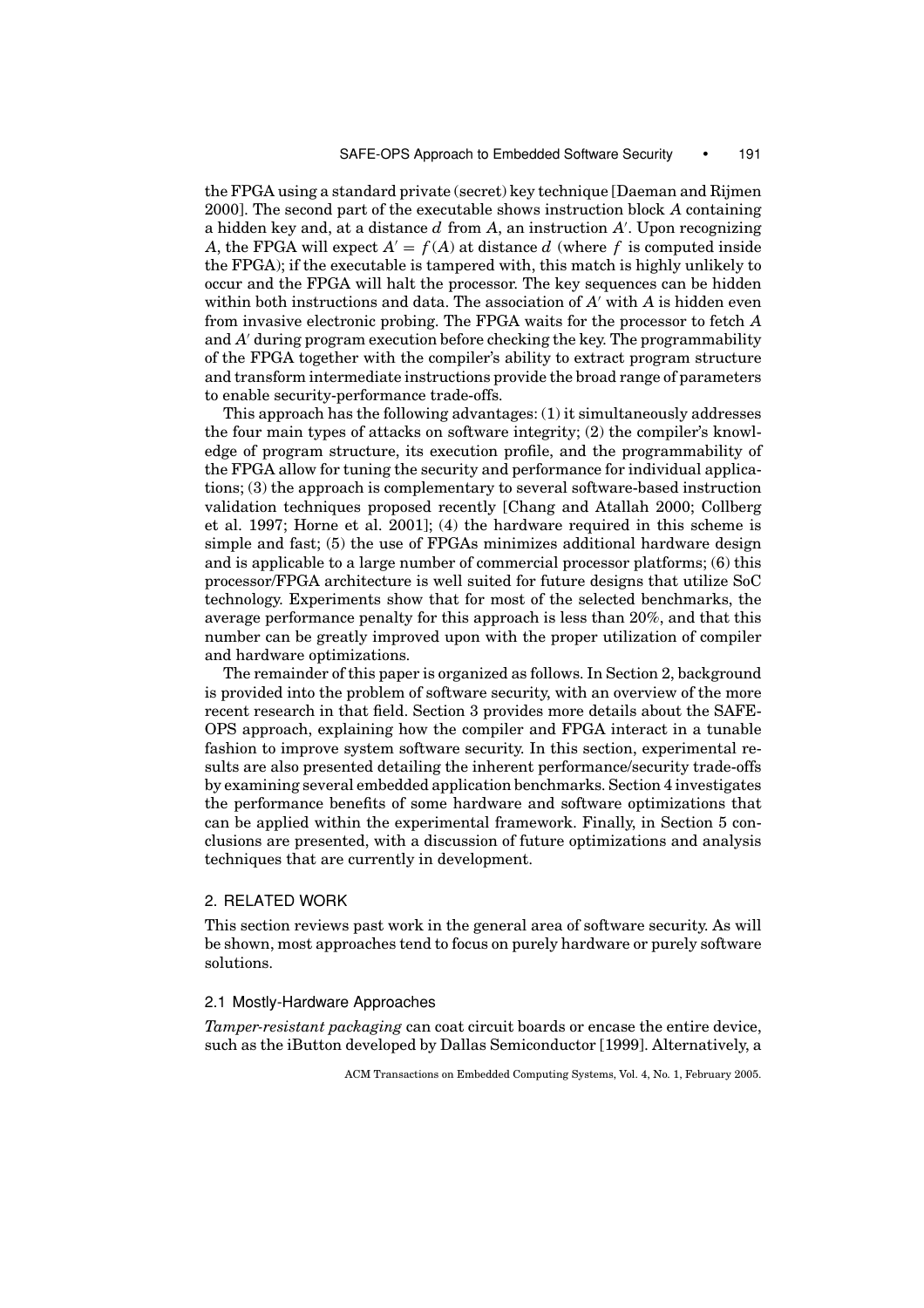the FPGA using a standard private (secret) key technique [Daeman and Rijmen 2000]. The second part of the executable shows instruction block $A$ containing a hidden key and, at a distance $d$ from $A$, an instruction $A'$. Upon recognizing $A$, the FPGA will expect $A' = f(A)$ at distance $d$ (where $f$ is computed inside the FPGA); if the executable is tampered with, this match is highly unlikely to occur and the FPGA will halt the processor. The key sequences can be hidden within both instructions and data. The association of $A'$ with $A$ is hidden even from invasive electronic probing. The FPGA waits for the processor to fetch $A$ and $A'$ during program execution before checking the key. The programmability of the FPGA together with the compiler's ability to extract program structure and transform intermediate instructions provide the broad range of parameters to enable security-performance trade-offs.

This approach has the following advantages: (1) it simultaneously addresses the four main types of attacks on software integrity; (2) the compiler's knowledge of program structure, its execution profile, and the programmability of the FPGA allow for tuning the security and performance for individual applications; (3) the approach is complementary to several software-based instruction validation techniques proposed recently [Chang and Atallah 2000; Collberg et al. 1997; Horne et al. 2001]; (4) the hardware required in this scheme is simple and fast; (5) the use of FPGAs minimizes additional hardware design and is applicable to a large number of commercial processor platforms; (6) this processor/FPGA architecture is well suited for future designs that utilize SoC technology. Experiments show that for most of the selected benchmarks, the average performance penalty for this approach is less than 20%, and that this number can be greatly improved upon with the proper utilization of compiler and hardware optimizations.

The remainder of this paper is organized as follows. In Section 2, background is provided into the problem of software security, with an overview of the more recent research in that field. Section 3 provides more details about the SAFE-OPS approach, explaining how the compiler and FPGA interact in a tunable fashion to improve system software security. In this section, experimental results are also presented detailing the inherent performance/security trade-offs by examining several embedded application benchmarks. Section 4 investigates the performance benefits of some hardware and software optimizations that can be applied within the experimental framework. Finally, in Section 5 conclusions are presented, with a discussion of future optimizations and analysis techniques that are currently in development.

## 2. RELATED WORK

This section reviews past work in the general area of software security. As will be shown, most approaches tend to focus on purely hardware or purely software solutions.

### 2.1 Mostly-Hardware Approaches

*Tamper-resistant packaging* can coat circuit boards or encase the entire device, such as the iButton developed by Dallas Semiconductor [1999]. Alternatively, a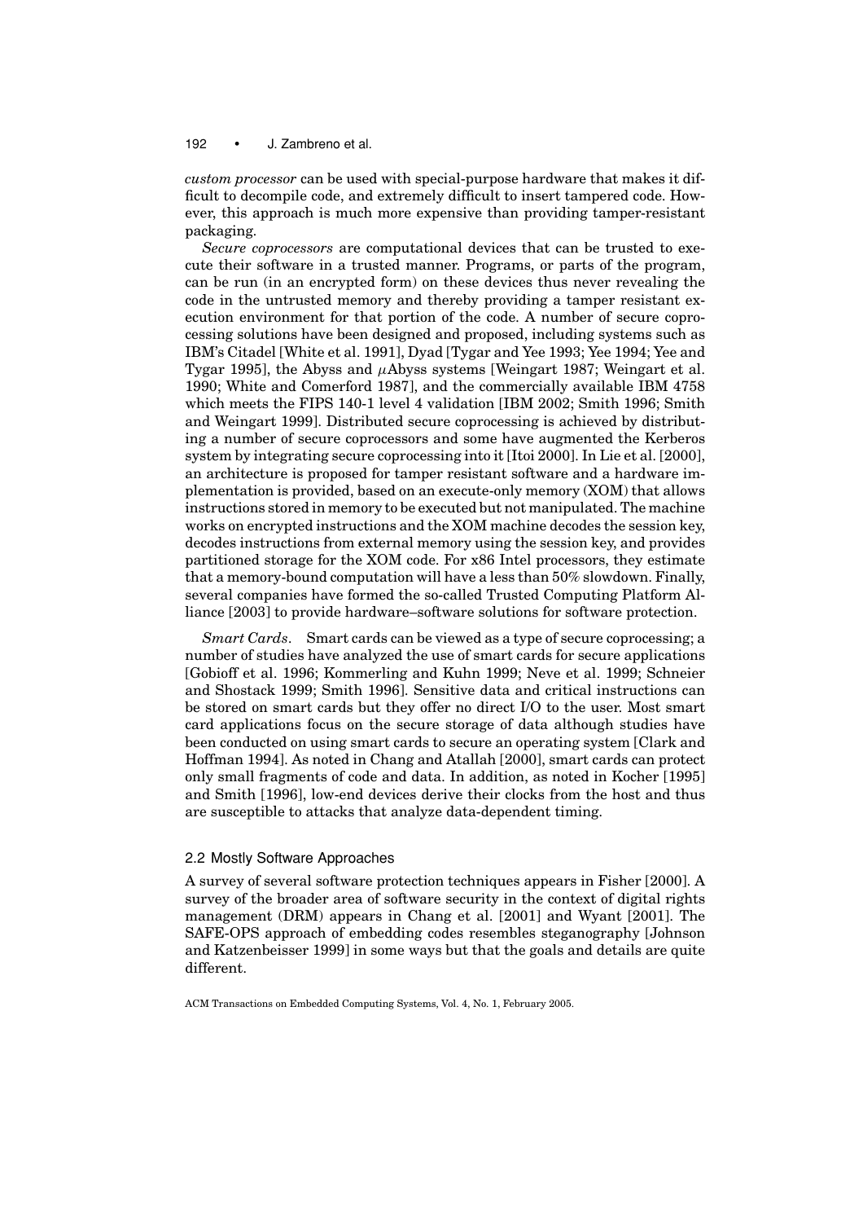*custom processor* can be used with special-purpose hardware that makes it difficult to decompile code, and extremely difficult to insert tampered code. However, this approach is much more expensive than providing tamper-resistant packaging.

*Secure coprocessors* are computational devices that can be trusted to execute their software in a trusted manner. Programs, or parts of the program, can be run (in an encrypted form) on these devices thus never revealing the code in the untrusted memory and thereby providing a tamper resistant execution environment for that portion of the code. A number of secure coprocessing solutions have been designed and proposed, including systems such as IBM's Citadel [White et al. 1991], Dyad [Tygar and Yee 1993; Yee 1994; Yee and Tygar 1995], the Abyss and $\mu$Abyss systems [Weingart 1987; Weingart et al. 1990; White and Comerford 1987], and the commercially available IBM 4758 which meets the FIPS 140-1 level 4 validation [IBM 2002; Smith 1996; Smith and Weingart 1999]. Distributed secure coprocessing is achieved by distributing a number of secure coprocessors and some have augmented the Kerberos system by integrating secure coprocessing into it [Itoi 2000]. In Lie et al. [2000], an architecture is proposed for tamper resistant software and a hardware implementation is provided, based on an execute-only memory (XOM) that allows instructions stored in memory to be executed but not manipulated. The machine works on encrypted instructions and the XOM machine decodes the session key, decodes instructions from external memory using the session key, and provides partitioned storage for the XOM code. For x86 Intel processors, they estimate that a memory-bound computation will have a less than 50% slowdown. Finally, several companies have formed the so-called Trusted Computing Platform Alliance [2003] to provide hardware–software solutions for software protection.

*Smart Cards*. Smart cards can be viewed as a type of secure coprocessing; a number of studies have analyzed the use of smart cards for secure applications [Gobioff et al. 1996; Kommerling and Kuhn 1999; Neve et al. 1999; Schneier and Shostack 1999; Smith 1996]. Sensitive data and critical instructions can be stored on smart cards but they offer no direct I/O to the user. Most smart card applications focus on the secure storage of data although studies have been conducted on using smart cards to secure an operating system [Clark and Hoffman 1994]. As noted in Chang and Atallah [2000], smart cards can protect only small fragments of code and data. In addition, as noted in Kocher [1995] and Smith [1996], low-end devices derive their clocks from the host and thus are susceptible to attacks that analyze data-dependent timing.

### 2.2 Mostly Software Approaches

A survey of several software protection techniques appears in Fisher [2000]. A survey of the broader area of software security in the context of digital rights management (DRM) appears in Chang et al. [2001] and Wyant [2001]. The SAFE-OPS approach of embedding codes resembles steganography [Johnson and Katzenbeisser 1999] in some ways but that the goals and details are quite different.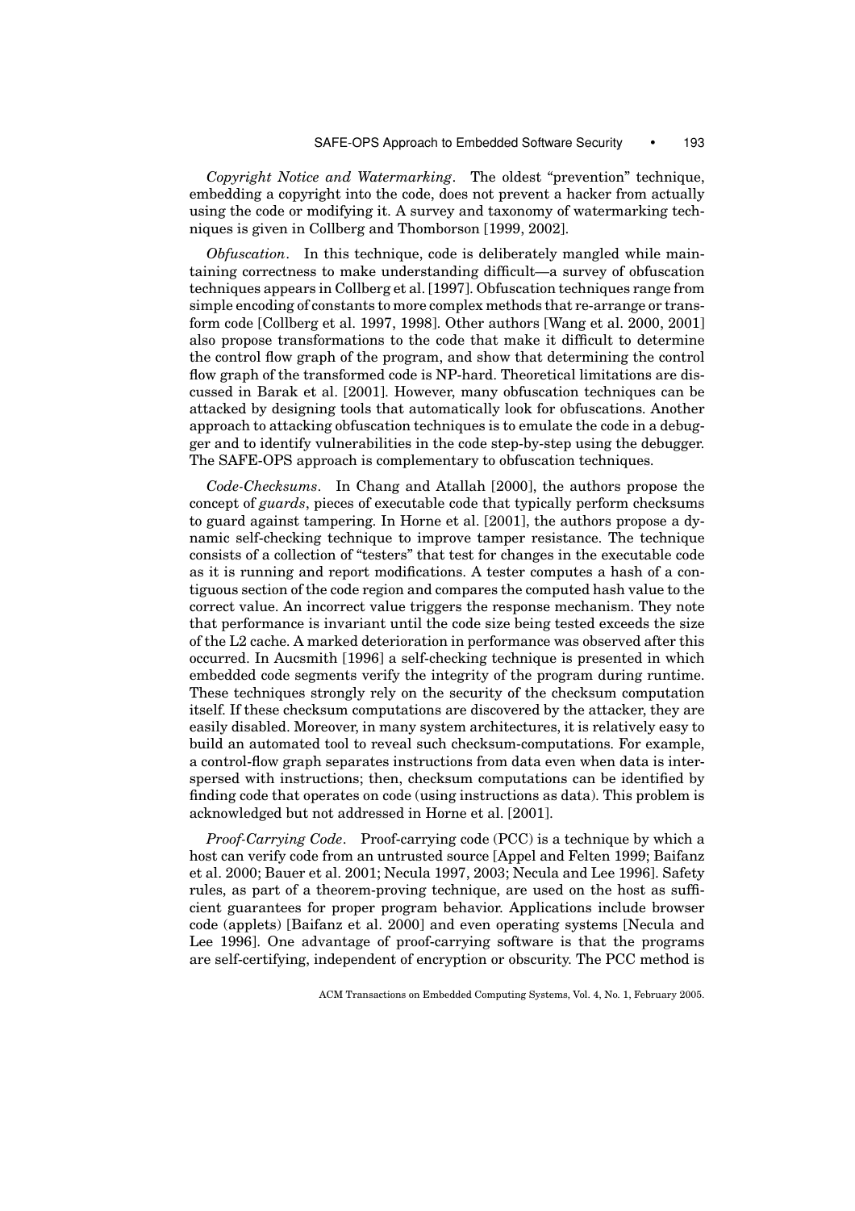*Copyright Notice and Watermarking*. The oldest "prevention" technique, embedding a copyright into the code, does not prevent a hacker from actually using the code or modifying it. A survey and taxonomy of watermarking techniques is given in Collberg and Thomborson [1999, 2002].

*Obfuscation*. In this technique, code is deliberately mangled while maintaining correctness to make understanding difficult—a survey of obfuscation techniques appears in Collberg et al. [1997]. Obfuscation techniques range from simple encoding of constants to more complex methods that re-arrange or transform code [Collberg et al. 1997, 1998]. Other authors [Wang et al. 2000, 2001] also propose transformations to the code that make it difficult to determine the control flow graph of the program, and show that determining the control flow graph of the transformed code is NP-hard. Theoretical limitations are discussed in Barak et al. [2001]. However, many obfuscation techniques can be attacked by designing tools that automatically look for obfuscations. Another approach to attacking obfuscation techniques is to emulate the code in a debugger and to identify vulnerabilities in the code step-by-step using the debugger. The SAFE-OPS approach is complementary to obfuscation techniques.

*Code-Checksums*. In Chang and Atallah [2000], the authors propose the concept of *guards*, pieces of executable code that typically perform checksums to guard against tampering. In Horne et al. [2001], the authors propose a dynamic self-checking technique to improve tamper resistance. The technique consists of a collection of "testers" that test for changes in the executable code as it is running and report modifications. A tester computes a hash of a contiguous section of the code region and compares the computed hash value to the correct value. An incorrect value triggers the response mechanism. They note that performance is invariant until the code size being tested exceeds the size of the L2 cache. A marked deterioration in performance was observed after this occurred. In Aucsmith [1996] a self-checking technique is presented in which embedded code segments verify the integrity of the program during runtime. These techniques strongly rely on the security of the checksum computation itself. If these checksum computations are discovered by the attacker, they are easily disabled. Moreover, in many system architectures, it is relatively easy to build an automated tool to reveal such checksum-computations. For example, a control-flow graph separates instructions from data even when data is interspersed with instructions; then, checksum computations can be identified by finding code that operates on code (using instructions as data). This problem is acknowledged but not addressed in Horne et al. [2001].

*Proof-Carrying Code*. Proof-carrying code (PCC) is a technique by which a host can verify code from an untrusted source [Appel and Felten 1999; Baifanz et al. 2000; Bauer et al. 2001; Necula 1997, 2003; Necula and Lee 1996]. Safety rules, as part of a theorem-proving technique, are used on the host as sufficient guarantees for proper program behavior. Applications include browser code (applets) [Baifanz et al. 2000] and even operating systems [Necula and Lee 1996]. One advantage of proof-carrying software is that the programs are self-certifying, independent of encryption or obscurity. The PCC method is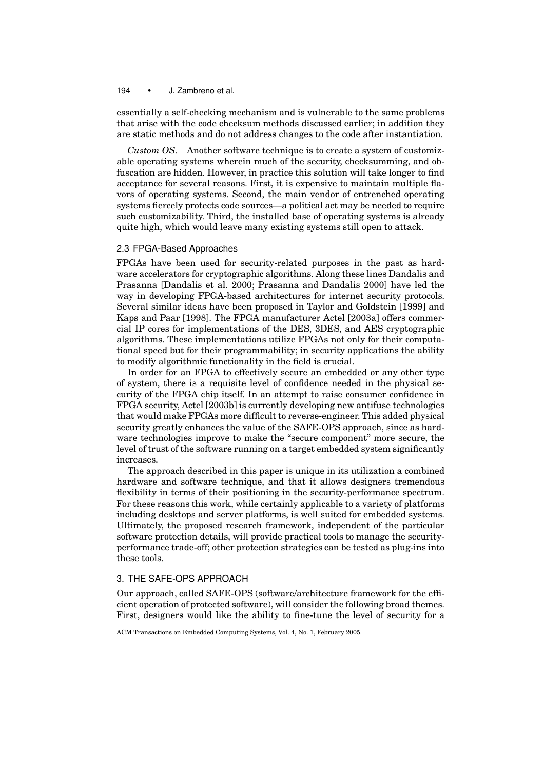essentially a self-checking mechanism and is vulnerable to the same problems that arise with the code checksum methods discussed earlier; in addition they are static methods and do not address changes to the code after instantiation.

*Custom OS*. Another software technique is to create a system of customizable operating systems wherein much of the security, checksumming, and obfuscation are hidden. However, in practice this solution will take longer to find acceptance for several reasons. First, it is expensive to maintain multiple flavors of operating systems. Second, the main vendor of entrenched operating systems fiercely protects code sources—a political act may be needed to require such customizability. Third, the installed base of operating systems is already quite high, which would leave many existing systems still open to attack.

### 2.3 FPGA-Based Approaches

FPGAs have been used for security-related purposes in the past as hardware accelerators for cryptographic algorithms. Along these lines Dandalis and Prasanna [Dandalis et al. 2000; Prasanna and Dandalis 2000] have led the way in developing FPGA-based architectures for internet security protocols. Several similar ideas have been proposed in Taylor and Goldstein [1999] and Kaps and Paar [1998]. The FPGA manufacturer Actel [2003a] offers commercial IP cores for implementations of the DES, 3DES, and AES cryptographic algorithms. These implementations utilize FPGAs not only for their computational speed but for their programmability; in security applications the ability to modify algorithmic functionality in the field is crucial.

In order for an FPGA to effectively secure an embedded or any other type of system, there is a requisite level of confidence needed in the physical security of the FPGA chip itself. In an attempt to raise consumer confidence in FPGA security, Actel [2003b] is currently developing new antifuse technologies that would make FPGAs more difficult to reverse-engineer. This added physical security greatly enhances the value of the SAFE-OPS approach, since as hardware technologies improve to make the "secure component" more secure, the level of trust of the software running on a target embedded system significantly increases.

The approach described in this paper is unique in its utilization a combined hardware and software technique, and that it allows designers tremendous flexibility in terms of their positioning in the security-performance spectrum. For these reasons this work, while certainly applicable to a variety of platforms including desktops and server platforms, is well suited for embedded systems. Ultimately, the proposed research framework, independent of the particular software protection details, will provide practical tools to manage the security-performance trade-off; other protection strategies can be tested as plug-ins into these tools.

## 3. THE SAFE-OPS APPROACH

Our approach, called SAFE-OPS (software/architecture framework for the efficient operation of protected software), will consider the following broad themes. First, designers would like the ability to fine-tune the level of security for a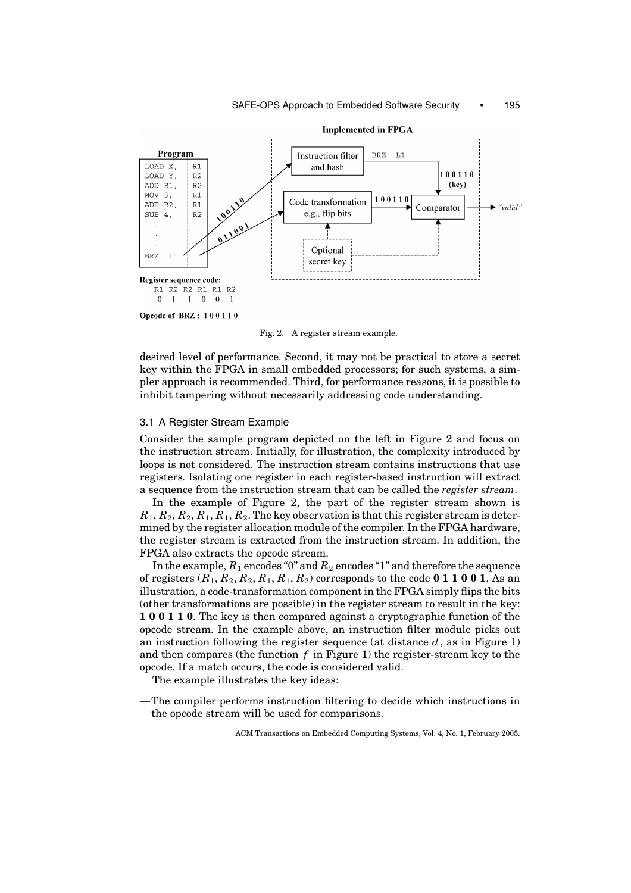Fig. 2. A register stream example.

desired level of performance. Second, it may not be practical to store a secret key within the FPGA in small embedded processors; for such systems, a simpler approach is recommended. Third, for performance reasons, it is possible to inhibit tampering without necessarily addressing code understanding.

### 3.1 A Register Stream Example

Consider the sample program depicted on the left in Figure 2 and focus on the instruction stream. Initially, for illustration, the complexity introduced by loops is not considered. The instruction stream contains instructions that use registers. Isolating one register in each register-based instruction will extract a sequence from the instruction stream that can be called the *register stream*.

In the example of Figure 2, the part of the register stream shown is $R_1, R_2, R_2, R_1, R_1, R_2$. The key observation is that this register stream is determined by the register allocation module of the compiler. In the FPGA hardware, the register stream is extracted from the instruction stream. In addition, the FPGA also extracts the opcode stream.

In the example, $R_1$ encodes "0" and $R_2$ encodes "1" and therefore the sequence of registers ($R_1, R_2, R_2, R_1, R_1, R_2$) corresponds to the code **0 1 1 0 0 1**. As an illustration, a code-transformation component in the FPGA simply flips the bits (other transformations are possible) in the register stream to result in the key: **1 0 0 1 1 0**. The key is then compared against a cryptographic function of the opcode stream. In the example above, an instruction filter module picks out an instruction following the register sequence (at distance $d$, as in Figure 1) and then compares (the function $f$ in Figure 1) the register-stream key to the opcode. If a match occurs, the code is considered valid.

The example illustrates the key ideas:

— The compiler performs instruction filtering to decide which instructions in the opcode stream will be used for comparisons.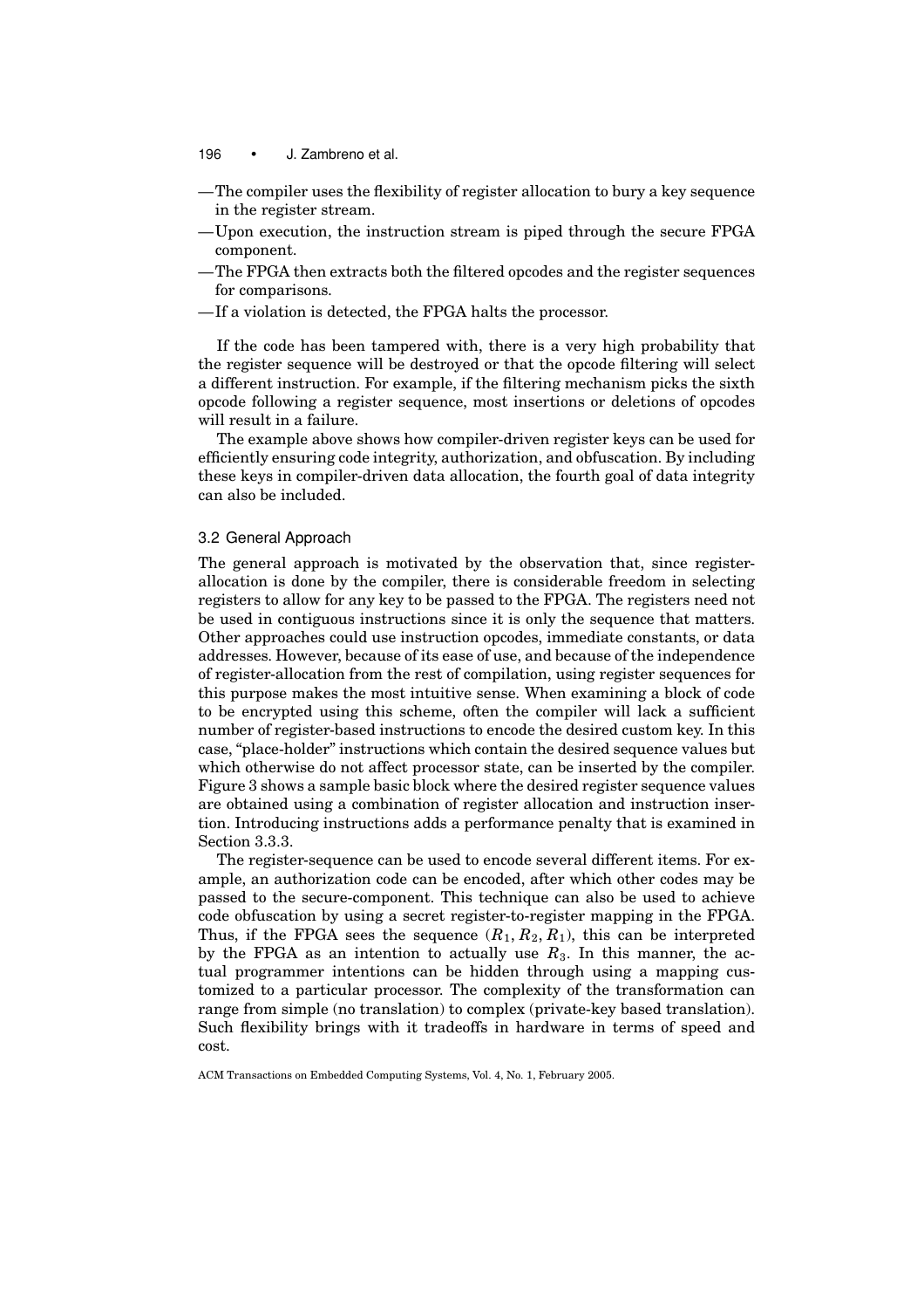- The compiler uses the flexibility of register allocation to bury a key sequence in the register stream.
- Upon execution, the instruction stream is piped through the secure FPGA component.
- The FPGA then extracts both the filtered opcodes and the register sequences for comparisons.
- If a violation is detected, the FPGA halts the processor.

If the code has been tampered with, there is a very high probability that the register sequence will be destroyed or that the opcode filtering will select a different instruction. For example, if the filtering mechanism picks the sixth opcode following a register sequence, most insertions or deletions of opcodes will result in a failure.

The example above shows how compiler-driven register keys can be used for efficiently ensuring code integrity, authorization, and obfuscation. By including these keys in compiler-driven data allocation, the fourth goal of data integrity can also be included.

### 3.2 General Approach

The general approach is motivated by the observation that, since register-allocation is done by the compiler, there is considerable freedom in selecting registers to allow for any key to be passed to the FPGA. The registers need not be used in contiguous instructions since it is only the sequence that matters. Other approaches could use instruction opcodes, immediate constants, or data addresses. However, because of its ease of use, and because of the independence of register-allocation from the rest of compilation, using register sequences for this purpose makes the most intuitive sense. When examining a block of code to be encrypted using this scheme, often the compiler will lack a sufficient number of register-based instructions to encode the desired custom key. In this case, "place-holder" instructions which contain the desired sequence values but which otherwise do not affect processor state, can be inserted by the compiler. Figure 3 shows a sample basic block where the desired register sequence values are obtained using a combination of register allocation and instruction insertion. Introducing instructions adds a performance penalty that is examined in Section 3.3.3.

The register-sequence can be used to encode several different items. For example, an authorization code can be encoded, after which other codes may be passed to the secure-component. This technique can also be used to achieve code obfuscation by using a secret register-to-register mapping in the FPGA. Thus, if the FPGA sees the sequence $(R_1, R_2, R_1)$, this can be interpreted by the FPGA as an intention to actually use $R_3$. In this manner, the actual programmer intentions can be hidden through using a mapping customized to a particular processor. The complexity of the transformation can range from simple (no translation) to complex (private-key based translation). Such flexibility brings with it tradeoffs in hardware in terms of speed and cost.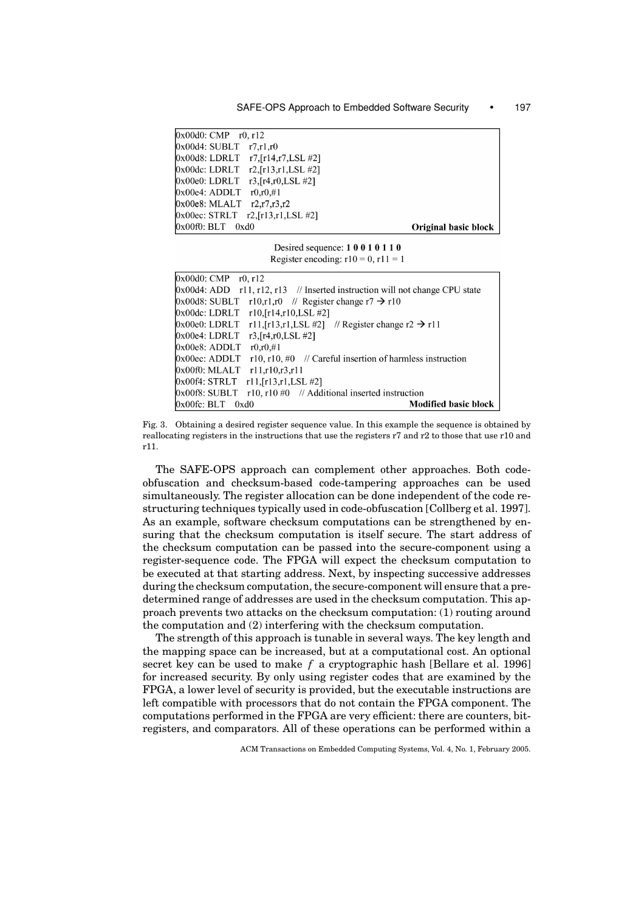```
0x00d0: CMP    r0, r12
0x00d4: SUBLT   r7,r1,r0
0x00d8: LDRLT   r7,[r14,r7,LSL #2]
0x00dc: LDRLT   r2,[r13,r1,LSL #2]
0x00e0: LDRLT   r3,[r4,r0,LSL #2]
0x00e4: ADDLT   r0,r0,#1
0x00e8: MLALT   r2,r7,r3,r2
0x00ec: STRLT   r2,[r13,r1,LSL #2]
0x00f0: BLT   0xd0                                        Original basic block
```

Desired sequence: **1 0 0 1 0 1 1 0**
Register encoding: r10 = 0, r11 = 1

```
0x00d0: CMP    r0, r12
0x00d4: ADD    r11, r12, r13    // Inserted instruction will not change CPU state
0x00d8: SUBLT   r10,r1,r0    // Register change r7 → r10
0x00dc: LDRLT   r10,[r14,r10,LSL #2]
0x00e0: LDRLT   r11,[r13,r1,LSL #2]    // Register change r2 → r11
0x00e4: LDRLT   r3,[r4,r0,LSL #2]
0x00e8: ADDLT   r0,r0,#1
0x00ec: ADDLT   r10, r10, #0    // Careful insertion of harmless instruction
0x00f0: MLALT   r11,r10,r3,r11
0x00f4: STRLT   r11,[r13,r1,LSL #2]
0x00f8: SUBLT   r10, r10 #0    // Additional inserted instruction
0x00fc: BLT   0xd0                                        Modified basic block
```

Fig. 3. Obtaining a desired register sequence value. In this example the sequence is obtained by reallocating registers in the instructions that use the registers r7 and r2 to those that use r10 and r11.

The SAFE-OPS approach can complement other approaches. Both code-obfuscation and checksum-based code-tampering approaches can be used simultaneously. The register allocation can be done independent of the code restructuring techniques typically used in code-obfuscation [Collberg et al. 1997]. As an example, software checksum computations can be strengthened by ensuring that the checksum computation is itself secure. The start address of the checksum computation can be passed into the secure-component using a register-sequence code. The FPGA will expect the checksum computation to be executed at that starting address. Next, by inspecting successive addresses during the checksum computation, the secure-component will ensure that a predetermined range of addresses are used in the checksum computation. This approach prevents two attacks on the checksum computation: (1) routing around the computation and (2) interfering with the checksum computation.

The strength of this approach is tunable in several ways. The key length and the mapping space can be increased, but at a computational cost. An optional secret key can be used to make $f$ a cryptographic hash [Bellare et al. 1996] for increased security. By only using register codes that are examined by the FPGA, a lower level of security is provided, but the executable instructions are left compatible with processors that do not contain the FPGA component. The computations performed in the FPGA are very efficient: there are counters, bit-registers, and comparators. All of these operations can be performed within a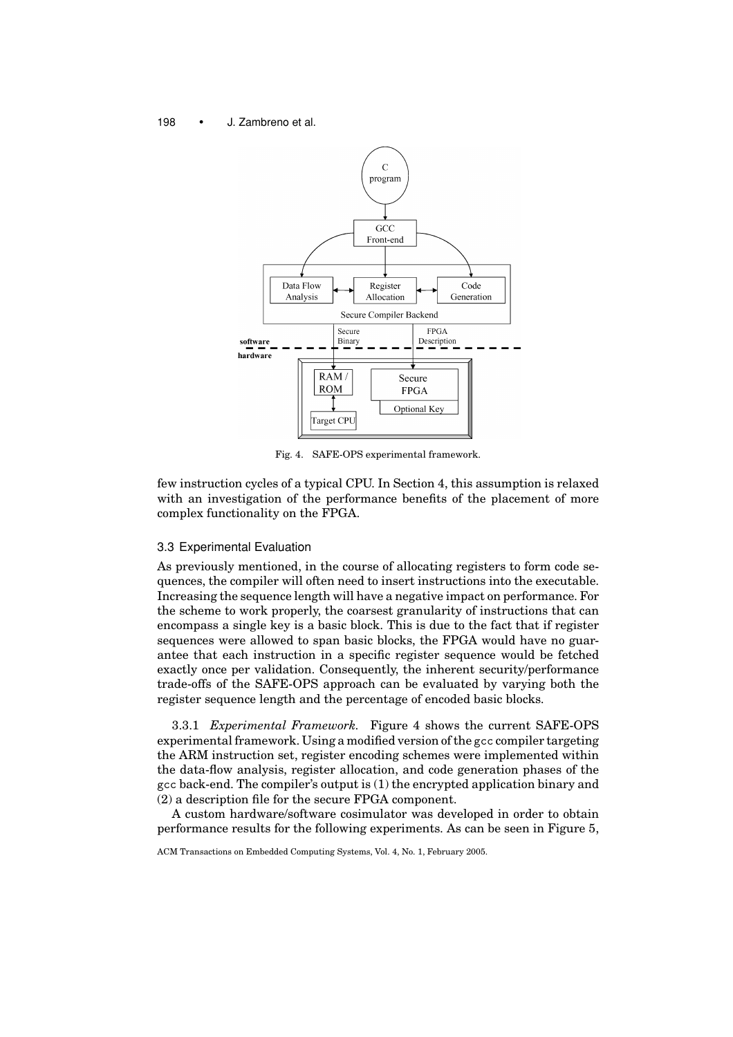Fig. 4. SAFE-OPS experimental framework.

few instruction cycles of a typical CPU. In Section 4, this assumption is relaxed with an investigation of the performance benefits of the placement of more complex functionality on the FPGA.

### 3.3 Experimental Evaluation

As previously mentioned, in the course of allocating registers to form code sequences, the compiler will often need to insert instructions into the executable. Increasing the sequence length will have a negative impact on performance. For the scheme to work properly, the coarsest granularity of instructions that can encompass a single key is a basic block. This is due to the fact that if register sequences were allowed to span basic blocks, the FPGA would have no guarantee that each instruction in a specific register sequence would be fetched exactly once per validation. Consequently, the inherent security/performance trade-offs of the SAFE-OPS approach can be evaluated by varying both the register sequence length and the percentage of encoded basic blocks.

3.3.1 *Experimental Framework.* Figure 4 shows the current SAFE-OPS experimental framework. Using a modified version of the gcc compiler targeting the ARM instruction set, register encoding schemes were implemented within the data-flow analysis, register allocation, and code generation phases of the gcc back-end. The compiler's output is (1) the encrypted application binary and (2) a description file for the secure FPGA component.

A custom hardware/software cosimulator was developed in order to obtain performance results for the following experiments. As can be seen in Figure 5,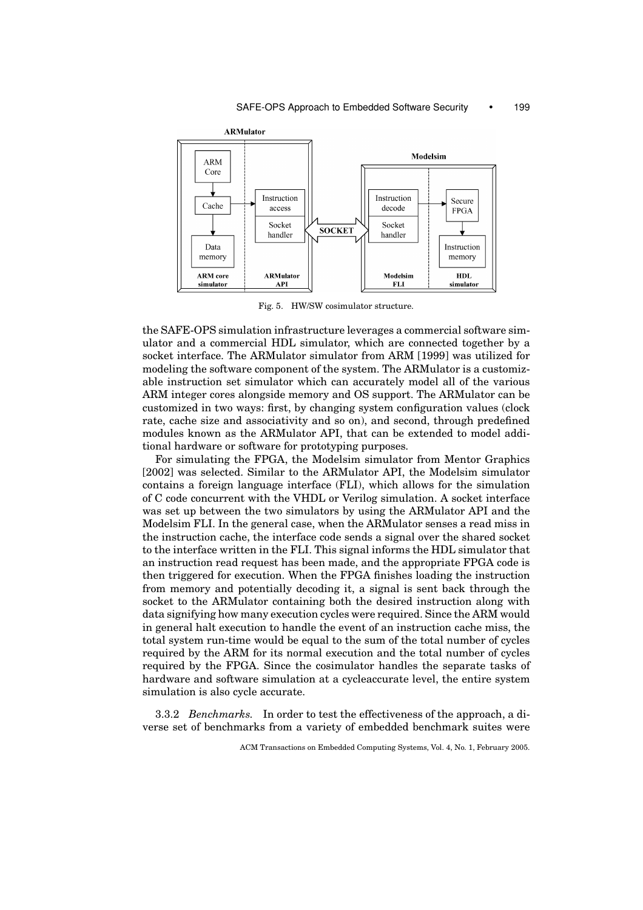Fig. 5. HW/SW cosimulator structure.

the SAFE-OPS simulation infrastructure leverages a commercial software simulator and a commercial HDL simulator, which are connected together by a socket interface. The ARMulator simulator from ARM [1999] was utilized for modeling the software component of the system. The ARMulator is a customizable instruction set simulator which can accurately model all of the various ARM integer cores alongside memory and OS support. The ARMulator can be customized in two ways: first, by changing system configuration values (clock rate, cache size and associativity and so on), and second, through predefined modules known as the ARMulator API, that can be extended to model additional hardware or software for prototyping purposes.

For simulating the FPGA, the Modelsim simulator from Mentor Graphics [2002] was selected. Similar to the ARMulator API, the Modelsim simulator contains a foreign language interface (FLI), which allows for the simulation of C code concurrent with the VHDL or Verilog simulation. A socket interface was set up between the two simulators by using the ARMulator API and the Modelsim FLI. In the general case, when the ARMulator senses a read miss in the instruction cache, the interface code sends a signal over the shared socket to the interface written in the FLI. This signal informs the HDL simulator that an instruction read request has been made, and the appropriate FPGA code is then triggered for execution. When the FPGA finishes loading the instruction from memory and potentially decoding it, a signal is sent back through the socket to the ARMulator containing both the desired instruction along with data signifying how many execution cycles were required. Since the ARM would in general halt execution to handle the event of an instruction cache miss, the total system run-time would be equal to the sum of the total number of cycles required by the ARM for its normal execution and the total number of cycles required by the FPGA. Since the cosimulator handles the separate tasks of hardware and software simulation at a cycleaccurate level, the entire system simulation is also cycle accurate.

3.3.2 *Benchmarks.* In order to test the effectiveness of the approach, a diverse set of benchmarks from a variety of embedded benchmark suites were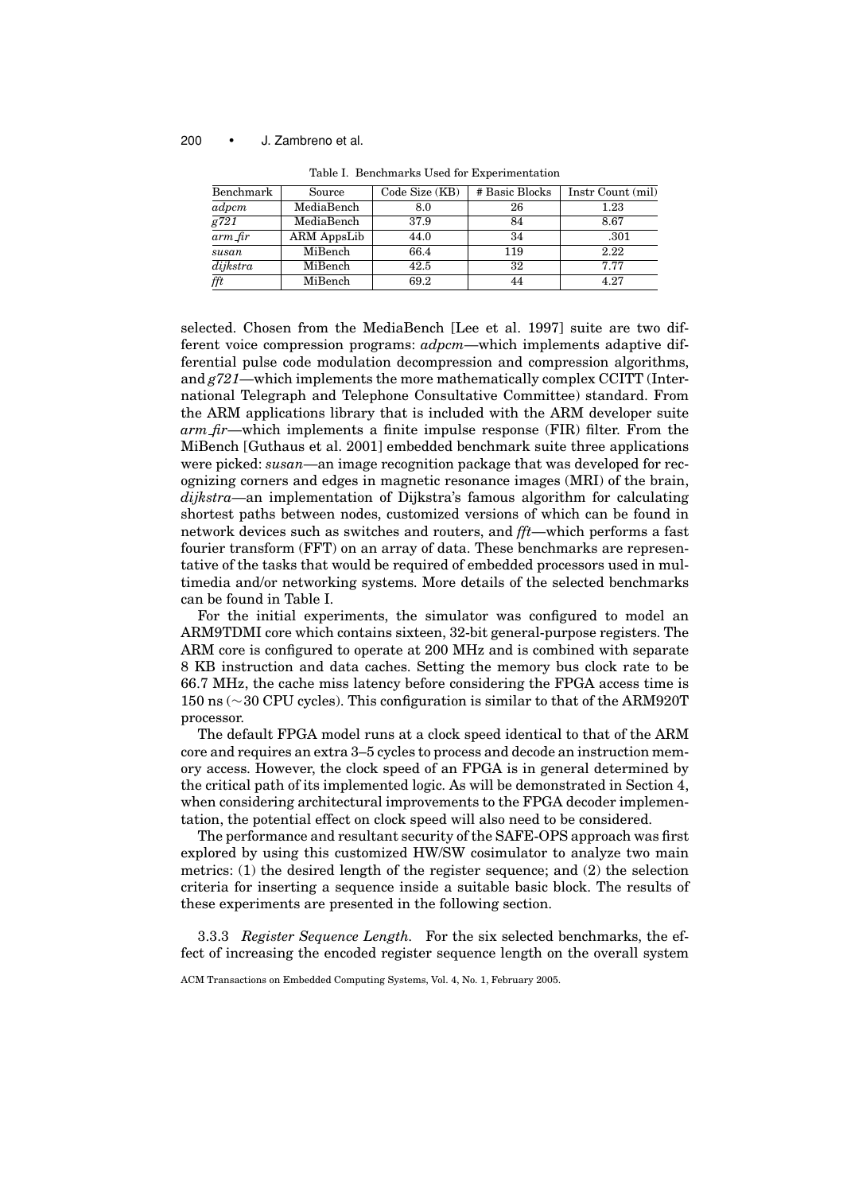Table I. Benchmarks Used for Experimentation

| Benchmark | Source | Code Size (KB) | # Basic Blocks | Instr Count (mil) |
|---|---|---|---|---|
| *adpcm* | MediaBench | 8.0 | 26 | 1.23 |
| *g721* | MediaBench | 37.9 | 84 | 8.67 |
| *arm_fir* | ARM AppsLib | 44.0 | 34 | .301 |
| *susan* | MiBench | 66.4 | 119 | 2.22 |
| *dijkstra* | MiBench | 42.5 | 32 | 7.77 |
| *fft* | MiBench | 69.2 | 44 | 4.27 |

selected. Chosen from the MediaBench [Lee et al. 1997] suite are two different voice compression programs: *adpcm*—which implements adaptive differential pulse code modulation decompression and compression algorithms, and *g721*—which implements the more mathematically complex CCITT (International Telegraph and Telephone Consultative Committee) standard. From the ARM applications library that is included with the ARM developer suite *arm_fir*—which implements a finite impulse response (FIR) filter. From the MiBench [Guthaus et al. 2001] embedded benchmark suite three applications were picked: *susan*—an image recognition package that was developed for recognizing corners and edges in magnetic resonance images (MRI) of the brain, *dijkstra*—an implementation of Dijkstra's famous algorithm for calculating shortest paths between nodes, customized versions of which can be found in network devices such as switches and routers, and *fft*—which performs a fast fourier transform (FFT) on an array of data. These benchmarks are representative of the tasks that would be required of embedded processors used in multimedia and/or networking systems. More details of the selected benchmarks can be found in Table I.

For the initial experiments, the simulator was configured to model an ARM9TDMI core which contains sixteen, 32-bit general-purpose registers. The ARM core is configured to operate at 200 MHz and is combined with separate 8 KB instruction and data caches. Setting the memory bus clock rate to be 66.7 MHz, the cache miss latency before considering the FPGA access time is 150 ns ($\sim$30 CPU cycles). This configuration is similar to that of the ARM920T processor.

The default FPGA model runs at a clock speed identical to that of the ARM core and requires an extra 3–5 cycles to process and decode an instruction memory access. However, the clock speed of an FPGA is in general determined by the critical path of its implemented logic. As will be demonstrated in Section 4, when considering architectural improvements to the FPGA decoder implementation, the potential effect on clock speed will also need to be considered.

The performance and resultant security of the SAFE-OPS approach was first explored by using this customized HW/SW cosimulator to analyze two main metrics: (1) the desired length of the register sequence; and (2) the selection criteria for inserting a sequence inside a suitable basic block. The results of these experiments are presented in the following section.

3.3.3 *Register Sequence Length.* For the six selected benchmarks, the effect of increasing the encoded register sequence length on the overall system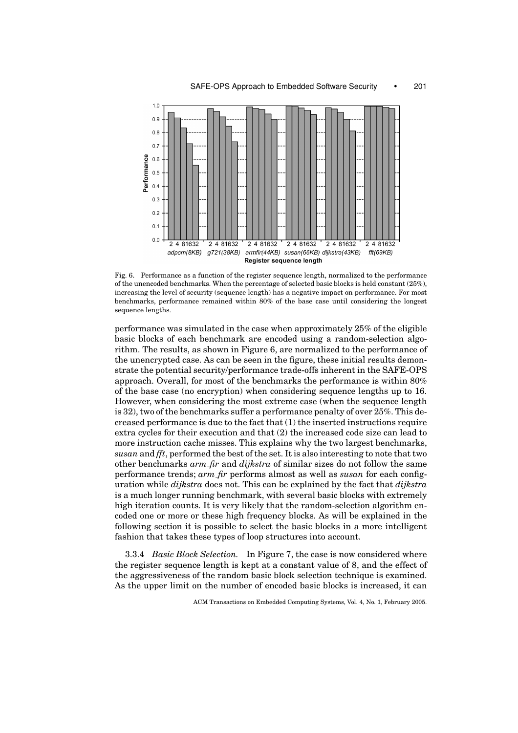Fig. 6. Performance as a function of the register sequence length, normalized to the performance of the unencoded benchmarks. When the percentage of selected basic blocks is held constant (25%), increasing the level of security (sequence length) has a negative impact on performance. For most benchmarks, performance remained within 80% of the base case until considering the longest sequence lengths.

performance was simulated in the case when approximately 25% of the eligible basic blocks of each benchmark are encoded using a random-selection algorithm. The results, as shown in Figure 6, are normalized to the performance of the unencrypted case. As can be seen in the figure, these initial results demonstrate the potential security/performance trade-offs inherent in the SAFE-OPS approach. Overall, for most of the benchmarks the performance is within 80% of the base case (no encryption) when considering sequence lengths up to 16. However, when considering the most extreme case (when the sequence length is 32), two of the benchmarks suffer a performance penalty of over 25%. This decreased performance is due to the fact that (1) the inserted instructions require extra cycles for their execution and that (2) the increased code size can lead to more instruction cache misses. This explains why the two largest benchmarks, *susan* and *fft*, performed the best of the set. It is also interesting to note that two other benchmarks *arm_fir* and *dijkstra* of similar sizes do not follow the same performance trends; *arm_fir* performs almost as well as *susan* for each configuration while *dijkstra* does not. This can be explained by the fact that *dijkstra* is a much longer running benchmark, with several basic blocks with extremely high iteration counts. It is very likely that the random-selection algorithm encoded one or more or these high frequency blocks. As will be explained in the following section it is possible to select the basic blocks in a more intelligent fashion that takes these types of loop structures into account.

3.3.4 *Basic Block Selection.* In Figure 7, the case is now considered where the register sequence length is kept at a constant value of 8, and the effect of the aggressiveness of the random basic block selection technique is examined. As the upper limit on the number of encoded basic blocks is increased, it can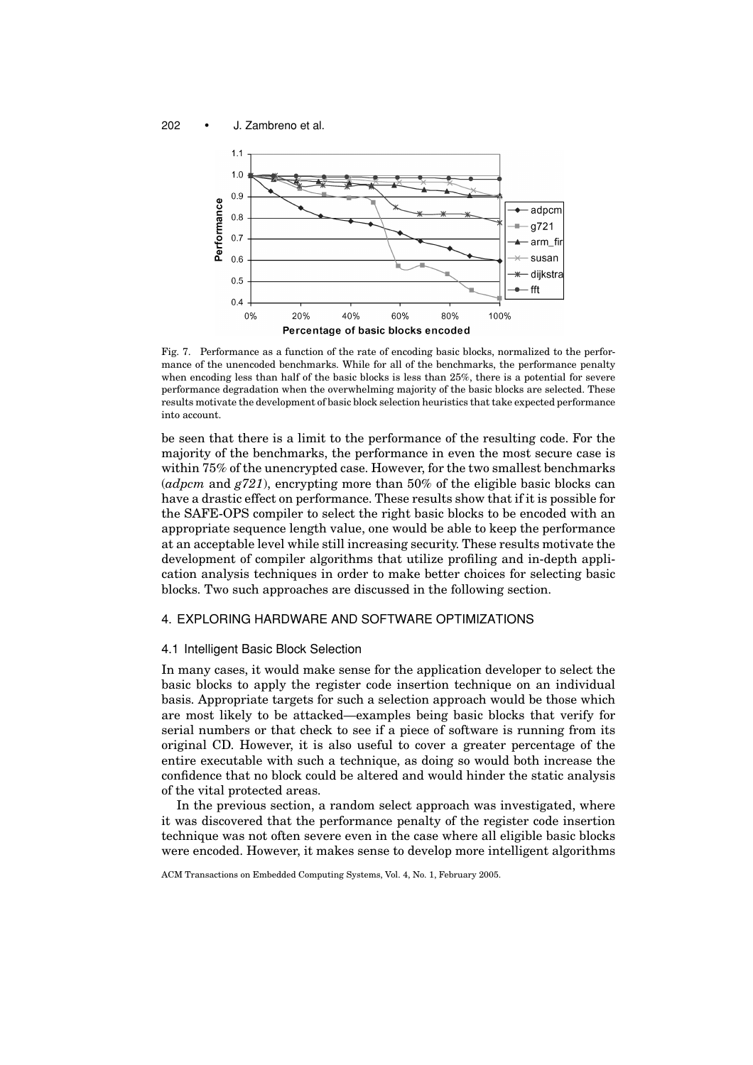1.1
1.0
0.9
0.8
0.7
0.6
0.5
0.4

Performance

0% 20% 40% 60% 80% 100%

Percentage of basic blocks encoded

adpcm
g721
arm_fir
susan
dijkstra
fft

Fig. 7. Performance as a function of the rate of encoding basic blocks, normalized to the performance of the unencoded benchmarks. While for all of the benchmarks, the performance penalty when encoding less than half of the basic blocks is less than 25%, there is a potential for severe performance degradation when the overwhelming majority of the basic blocks are selected. These results motivate the development of basic block selection heuristics that take expected performance into account.

be seen that there is a limit to the performance of the resulting code. For the majority of the benchmarks, the performance in even the most secure case is within 75% of the unencrypted case. However, for the two smallest benchmarks (*adpcm* and *g721*), encrypting more than 50% of the eligible basic blocks can have a drastic effect on performance. These results show that if it is possible for the SAFE-OPS compiler to select the right basic blocks to be encoded with an appropriate sequence length value, one would be able to keep the performance at an acceptable level while still increasing security. These results motivate the development of compiler algorithms that utilize profiling and in-depth application analysis techniques in order to make better choices for selecting basic blocks. Two such approaches are discussed in the following section.

## 4. EXPLORING HARDWARE AND SOFTWARE OPTIMIZATIONS

### 4.1 Intelligent Basic Block Selection

In many cases, it would make sense for the application developer to select the basic blocks to apply the register code insertion technique on an individual basis. Appropriate targets for such a selection approach would be those which are most likely to be attacked—examples being basic blocks that verify for serial numbers or that check to see if a piece of software is running from its original CD. However, it is also useful to cover a greater percentage of the entire executable with such a technique, as doing so would both increase the confidence that no block could be altered and would hinder the static analysis of the vital protected areas.

In the previous section, a random select approach was investigated, where it was discovered that the performance penalty of the register code insertion technique was not often severe even in the case where all eligible basic blocks were encoded. However, it makes sense to develop more intelligent algorithms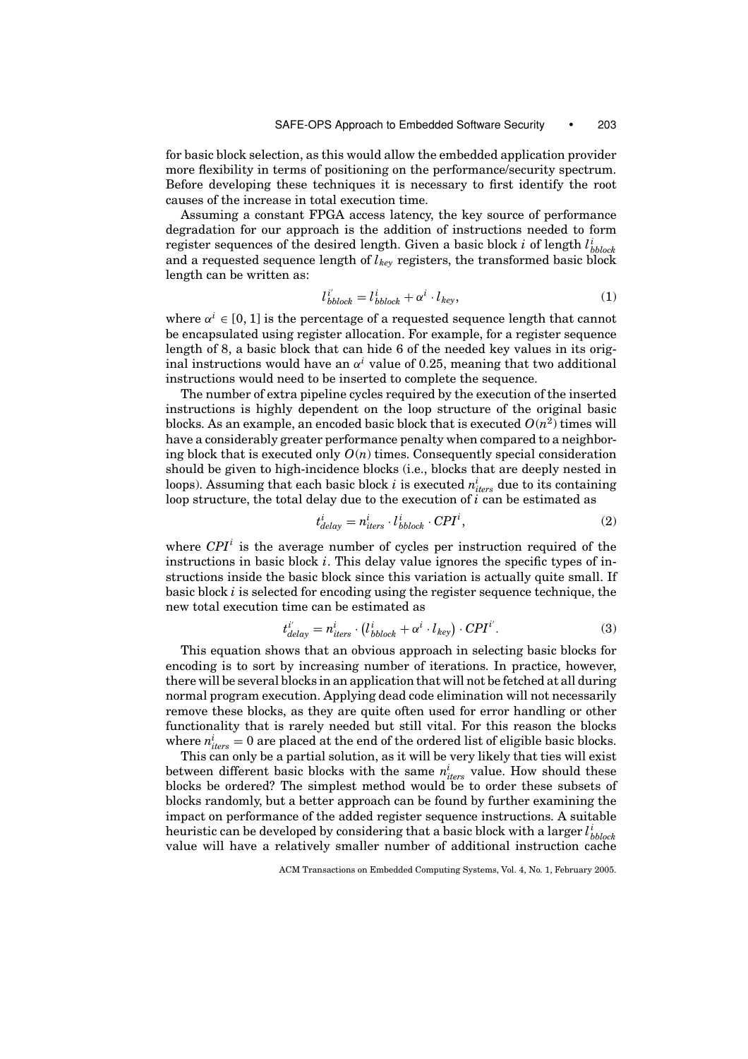for basic block selection, as this would allow the embedded application provider more flexibility in terms of positioning on the performance/security spectrum. Before developing these techniques it is necessary to first identify the root causes of the increase in total execution time.

Assuming a constant FPGA access latency, the key source of performance degradation for our approach is the addition of instructions needed to form register sequences of the desired length. Given a basic block $i$ of length $l^i_{bblock}$ and a requested sequence length of $l_{key}$ registers, the transformed basic block length can be written as:

$$l^{i'}_{bblock} = l^i_{bblock} + \alpha^i \cdot l_{key}, \tag{1}$$

where $\alpha^i \in [0, 1]$ is the percentage of a requested sequence length that cannot be encapsulated using register allocation. For example, for a register sequence length of 8, a basic block that can hide 6 of the needed key values in its original instructions would have an $\alpha^i$ value of 0.25, meaning that two additional instructions would need to be inserted to complete the sequence.

The number of extra pipeline cycles required by the execution of the inserted instructions is highly dependent on the loop structure of the original basic blocks. As an example, an encoded basic block that is executed $O(n^2)$ times will have a considerably greater performance penalty when compared to a neighboring block that is executed only $O(n)$ times. Consequently special consideration should be given to high-incidence blocks (i.e., blocks that are deeply nested in loops). Assuming that each basic block $i$ is executed $n^i_{iters}$ due to its containing loop structure, the total delay due to the execution of $i$ can be estimated as

$$t^i_{delay} = n^i_{iters} \cdot l^i_{bblock} \cdot CPI^i, \tag{2}$$

where $CPI^i$ is the average number of cycles per instruction required of the instructions in basic block $i$. This delay value ignores the specific types of instructions inside the basic block since this variation is actually quite small. If basic block $i$ is selected for encoding using the register sequence technique, the new total execution time can be estimated as

$$t^{i'}_{delay} = n^i_{iters} \cdot \left(l^i_{bblock} + \alpha^i \cdot l_{key}\right) \cdot CPI^{i'}. \tag{3}$$

This equation shows that an obvious approach in selecting basic blocks for encoding is to sort by increasing number of iterations. In practice, however, there will be several blocks in an application that will not be fetched at all during normal program execution. Applying dead code elimination will not necessarily remove these blocks, as they are quite often used for error handling or other functionality that is rarely needed but still vital. For this reason the blocks where $n^i_{iters} = 0$ are placed at the end of the ordered list of eligible basic blocks.

This can only be a partial solution, as it will be very likely that ties will exist between different basic blocks with the same $n^i_{iters}$ value. How should these blocks be ordered? The simplest method would be to order these subsets of blocks randomly, but a better approach can be found by further examining the impact on performance of the added register sequence instructions. A suitable heuristic can be developed by considering that a basic block with a larger $l^i_{bblock}$ value will have a relatively smaller number of additional instruction cache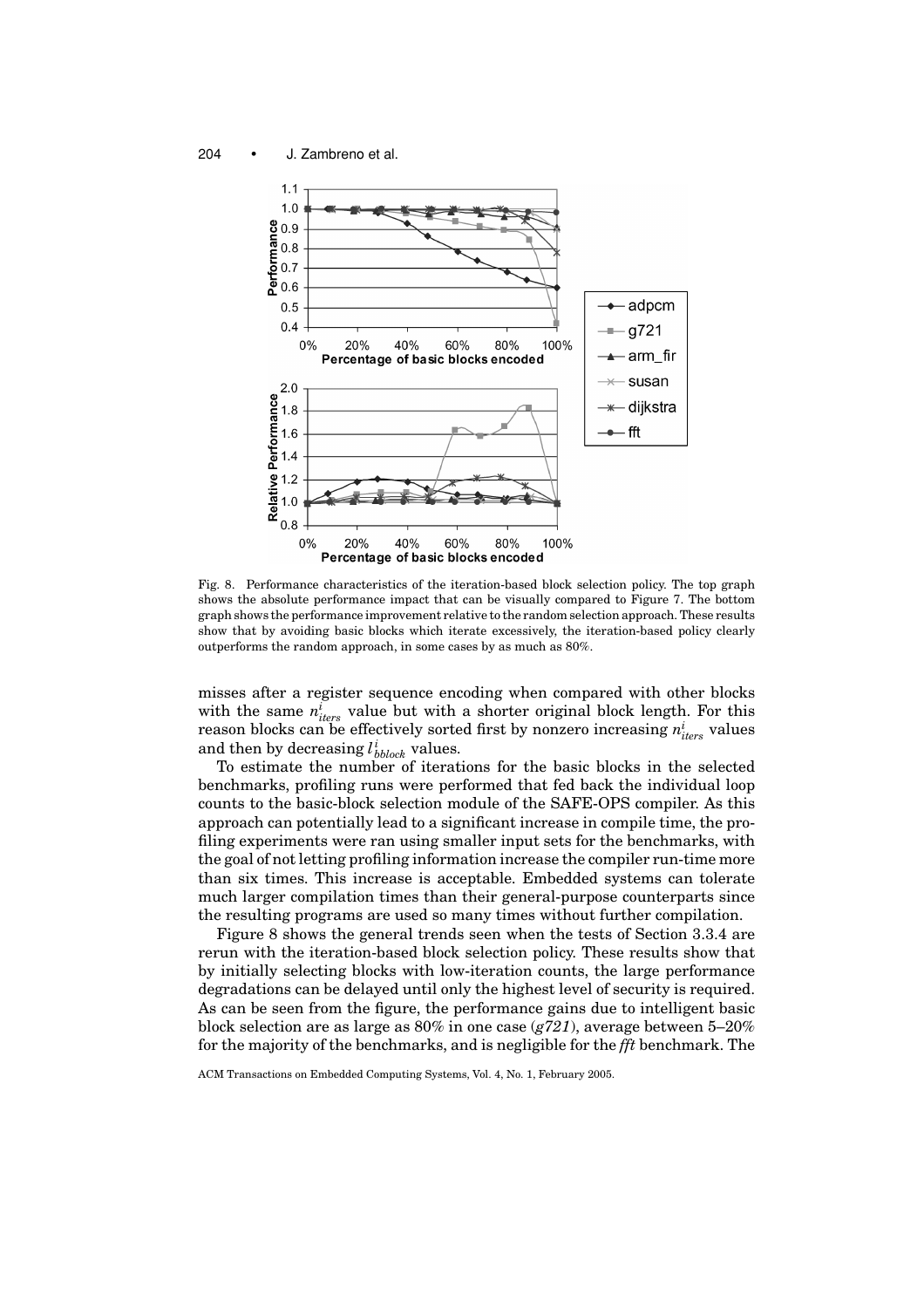Fig. 8. Performance characteristics of the iteration-based block selection policy. The top graph shows the absolute performance impact that can be visually compared to Figure 7. The bottom graph shows the performance improvement relative to the random selection approach. These results show that by avoiding basic blocks which iterate excessively, the iteration-based policy clearly outperforms the random approach, in some cases by as much as 80%.

misses after a register sequence encoding when compared with other blocks with the same $n^i_{iters}$ value but with a shorter original block length. For this reason blocks can be effectively sorted first by nonzero increasing $n^i_{iters}$ values and then by decreasing $l^i_{bblock}$ values.

To estimate the number of iterations for the basic blocks in the selected benchmarks, profiling runs were performed that fed back the individual loop counts to the basic-block selection module of the SAFE-OPS compiler. As this approach can potentially lead to a significant increase in compile time, the profiling experiments were ran using smaller input sets for the benchmarks, with the goal of not letting profiling information increase the compiler run-time more than six times. This increase is acceptable. Embedded systems can tolerate much larger compilation times than their general-purpose counterparts since the resulting programs are used so many times without further compilation.

Figure 8 shows the general trends seen when the tests of Section 3.3.4 are rerun with the iteration-based block selection policy. These results show that by initially selecting blocks with low-iteration counts, the large performance degradations can be delayed until only the highest level of security is required. As can be seen from the figure, the performed gains due to intelligent basic block selection are as large as 80% in one case (*g721*), average between 5–20% for the majority of the benchmarks, and is negligible for the *fft* benchmark. The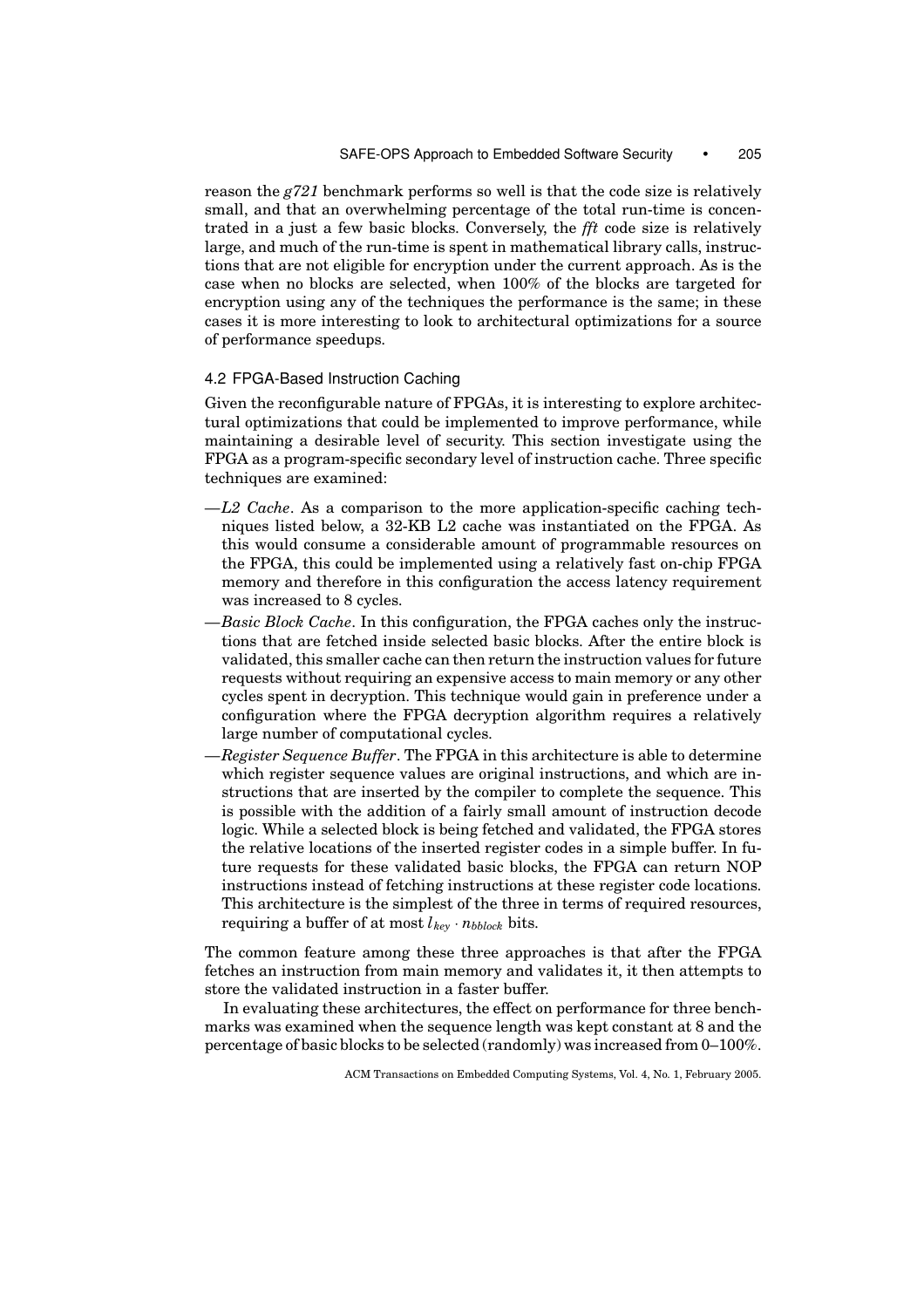reason the *g721* benchmark performs so well is that the code size is relatively small, and that an overwhelming percentage of the total run-time is concentrated in a just a few basic blocks. Conversely, the *fft* code size is relatively large, and much of the run-time is spent in mathematical library calls, instructions that are not eligible for encryption under the current approach. As is the case when no blocks are selected, when 100% of the blocks are targeted for encryption using any of the techniques the performance is the same; in these cases it is more interesting to look to architectural optimizations for a source of performance speedups.

### 4.2 FPGA-Based Instruction Caching

Given the reconfigurable nature of FPGAs, it is interesting to explore architectural optimizations that could be implemented to improve performance, while maintaining a desirable level of security. This section investigate using the FPGA as a program-specific secondary level of instruction cache. Three specific techniques are examined:

- —*L2 Cache*. As a comparison to the more application-specific caching techniques listed below, a 32-KB L2 cache was instantiated on the FPGA. As this would consume a considerable amount of programmable resources on the FPGA, this could be implemented using a relatively fast on-chip FPGA memory and therefore in this configuration the access latency requirement was increased to 8 cycles.
- —*Basic Block Cache*. In this configuration, the FPGA caches only the instructions that are fetched inside selected basic blocks. After the entire block is validated, this smaller cache can then return the instruction values for future requests without requiring an expensive access to main memory or any other cycles spent in decryption. This technique would gain in preference under a configuration where the FPGA decryption algorithm requires a relatively large number of computational cycles.
- —*Register Sequence Buffer*. The FPGA in this architecture is able to determine which register sequence values are original instructions, and which are instructions that are inserted by the compiler to complete the sequence. This is possible with the addition of a fairly small amount of instruction decode logic. While a selected block is being fetched and validated, the FPGA stores the relative locations of the inserted register codes in a simple buffer. In future requests for these validated basic blocks, the FPGA can return NOP instructions instead of fetching instructions at these register code locations. This architecture is the simplest of the three in terms of required resources, requiring a buffer of at most $l_{key} \cdot n_{bblock}$ bits.

The common feature among these three approaches is that after the FPGA fetches an instruction from main memory and validates it, it then attempts to store the validated instruction in a faster buffer.

In evaluating these architectures, the effect on performance for three benchmarks was examined when the sequence length was kept constant at 8 and the percentage of basic blocks to be selected (randomly) was increased from 0–100%.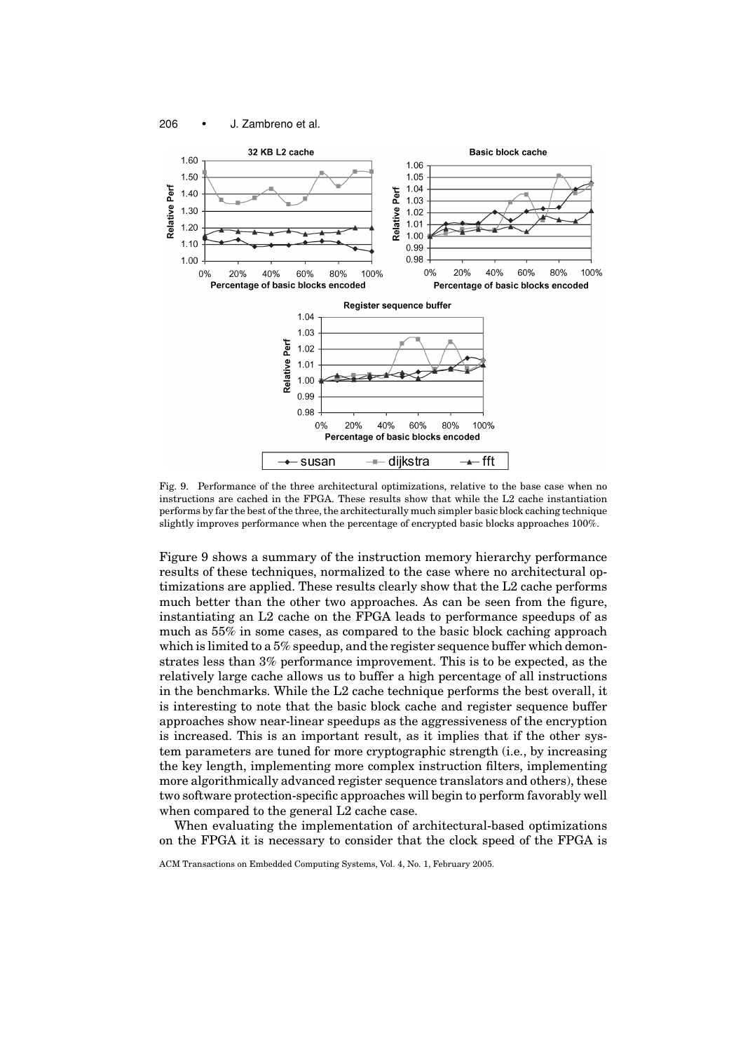Fig. 9. Performance of the three architectural optimizations, relative to the base case when no instructions are cached in the FPGA. These results show that while the L2 cache instantiation performs by far the best of the three, the architecturally much simpler basic block caching technique slightly improves performance when the percentage of encrypted basic blocks approaches 100%.

Figure 9 shows a summary of the instruction memory hierarchy performance results of these techniques, normalized to the case where no architectural optimizations are applied. These results clearly show that the L2 cache performs much better than the other two approaches. As can be seen from the figure, instantiating an L2 cache on the FPGA leads to performance speedups of as much as 55% in some cases, as compared to the basic block caching approach which is limited to a 5% speedup, and the register sequence buffer which demonstrates less than 3% performance improvement. This is to be expected, as the relatively large cache allows us to buffer a high percentage of all instructions in the benchmarks. While the L2 cache technique performs the best overall, it is interesting to note that the basic block cache and register sequence buffer approaches show near-linear speedups as the aggressiveness of the encryption is increased. This is an important result, as it implies that if the other system parameters are tuned for more cryptographic strength (i.e., by increasing the key length, implementing more complex instruction filters, implementing more algorithmically advanced register sequence translators and others), these two software protection-specific approaches will begin to perform favorably well when compared to the general L2 cache case.

When evaluating the implementation of architectural-based optimizations on the FPGA it is necessary to consider that the clock speed of the FPGA is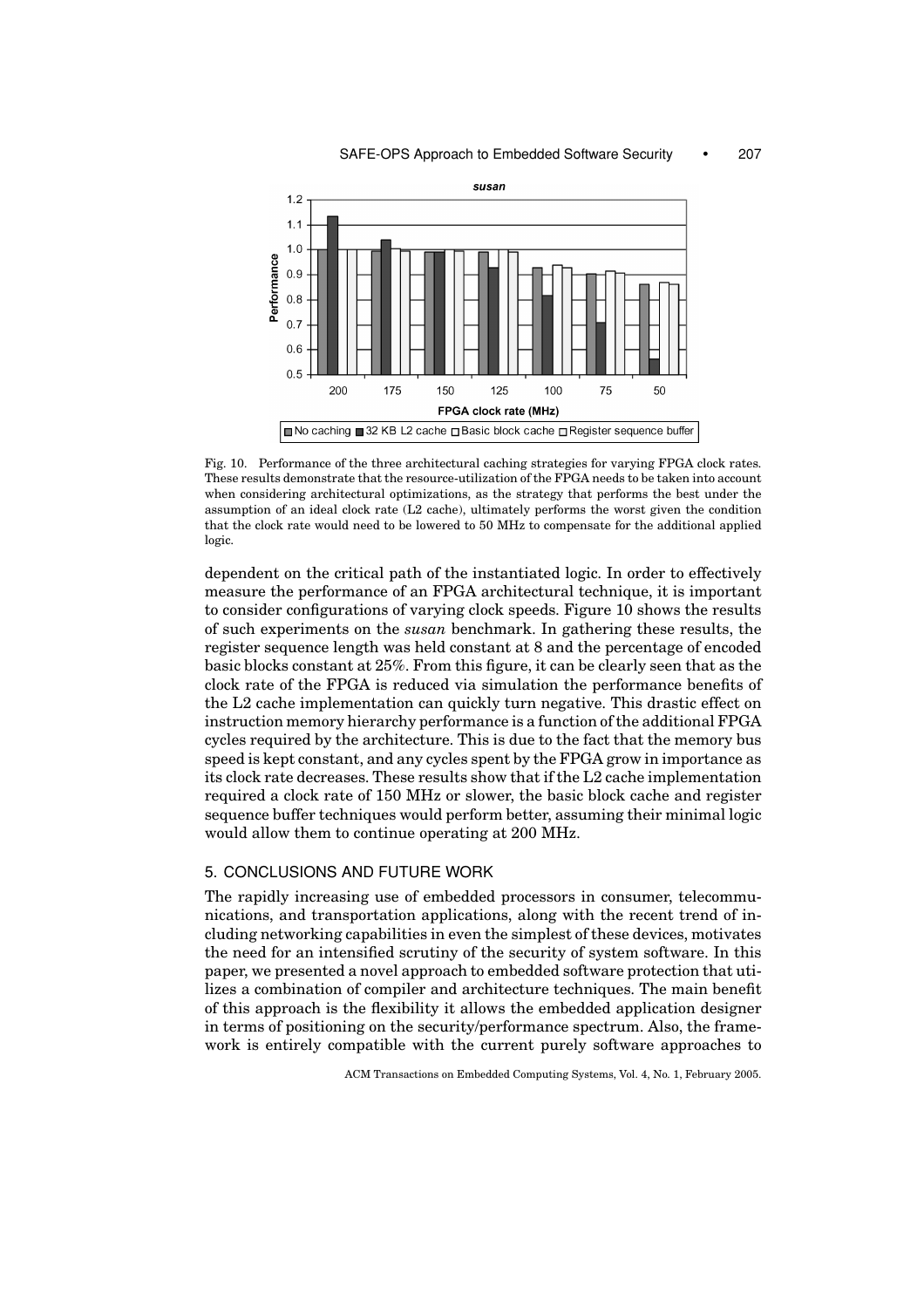Fig. 10. Performance of the three architectural caching strategies for varying FPGA clock rates. These results demonstrate that the resource-utilization of the FPGA needs to be taken into account when considering architectural optimizations, as the strategy that performs the best under the assumption of an ideal clock rate (L2 cache), ultimately performs the worst given the condition that the clock rate would need to be lowered to 50 MHz to compensate for the additional applied logic.

dependent on the critical path of the instantiated logic. In order to effectively measure the performance of an FPGA architectural technique, it is important to consider configurations of varying clock speeds. Figure 10 shows the results of such experiments on the *susan* benchmark. In gathering these results, the register sequence length was held constant at 8 and the percentage of encoded basic blocks constant at 25%. From this figure, it can be clearly seen that as the clock rate of the FPGA is reduced via simulation the performance benefits of the L2 cache implementation can quickly turn negative. This drastic effect on instruction memory hierarchy performance is a function of the additional FPGA cycles required by the architecture. This is due to the fact that the memory bus speed is kept constant, and any cycles spent by the FPGA grow in importance as its clock rate decreases. These results show that if the L2 cache implementation required a clock rate of 150 MHz or slower, the basic block cache and register sequence buffer techniques would perform better, assuming their minimal logic would allow them to continue operating at 200 MHz.

## 5. CONCLUSIONS AND FUTURE WORK

The rapidly increasing use of embedded processors in consumer, telecommunications, and transportation applications, along with the recent trend of including networking capabilities in even the simplest of these devices, motivates the need for an intensified scrutiny of the security of system software. In this paper, we presented a novel approach to embedded software protection that utilizes a combination of compiler and architecture techniques. The main benefit of this approach is the flexibility it allows the embedded application designer in terms of positioning on the security/performance spectrum. Also, the framework is entirely compatible with the current purely software approaches to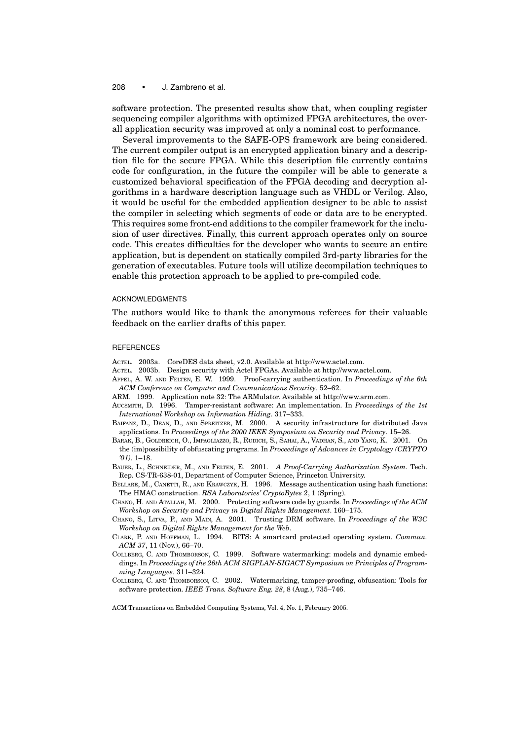software protection. The presented results show that, when coupling register sequencing compiler algorithms with optimized FPGA architectures, the overall application security was improved at only a nominal cost to performance.

Several improvements to the SAFE-OPS framework are being considered. The current compiler output is an encrypted application binary and a description file for the secure FPGA. While this description file currently contains code for configuration, in the future the compiler will be able to generate a customized behavioral specification of the FPGA decoding and decryption algorithms in a hardware description language such as VHDL or Verilog. Also, it would be useful for the embedded application designer to be able to assist the compiler in selecting which segments of code or data are to be encrypted. This requires some front-end additions to the compiler framework for the inclusion of user directives. Finally, this current approach operates only on source code. This creates difficulties for the developer who wants to secure an entire application, but is dependent on statically compiled 3rd-party libraries for the generation of executables. Future tools will utilize decompilation techniques to enable this protection approach to be applied to pre-compiled code.

## ACKNOWLEDGMENTS

The authors would like to thank the anonymous referees for their valuable feedback on the earlier drafts of this paper.

## REFERENCES

ACTEL. 2003a. CoreDES data sheet, v2.0. Available at http://www.actel.com.

ACTEL. 2003b. Design security with Actel FPGAs. Available at http://www.actel.com.

APPEL, A. W. AND FELTEN, E. W. 1999. Proof-carrying authentication. In *Proceedings of the 6th ACM Conference on Computer and Communications Security*. 52–62.

ARM. 1999. Application note 32: The ARMulator. Available at http://www.arm.com.

AUCSMITH, D. 1996. Tamper-resistant software: An implementation. In *Proceedings of the 1st International Workshop on Information Hiding*. 317–333.

BAIFANZ, D., DEAN, D., AND SPREITZER, M. 2000. A security infrastructure for distributed Java applications. In *Proceedings of the 2000 IEEE Symposium on Security and Privacy*. 15–26.

BARAK, B., GOLDREICH, O., IMPAGLIAZZO, R., RUDICH, S., SAHAI, A., VADHAN, S., AND YANG, K. 2001. On the (im)possibility of obfuscating programs. In *Proceedings of Advances in Cryptology (CRYPTO '01)*. 1–18.

BAUER, L., SCHNEIDER, M., AND FELTEN, E. 2001. *A Proof-Carrying Authorization System*. Tech. Rep. CS-TR-638-01, Department of Computer Science, Princeton University.

BELLARE, M., CANETTI, R., AND KRAWCZYK, H. 1996. Message authentication using hash functions: The HMAC construction. *RSA Laboratories' CryptoBytes 2*, 1 (Spring).

CHANG, H. AND ATALLAH, M. 2000. Protecting software code by guards. In *Proceedings of the ACM Workshop on Security and Privacy in Digital Rights Management*. 160–175.

CHANG, S., LITVA, P., AND MAIN, A. 2001. Trusting DRM software. In *Proceedings of the W3C Workshop on Digital Rights Management for the Web*.

CLARK, P. AND HOFFMAN, L. 1994. BITS: A smartcard protected operating system. *Commun. ACM 37*, 11 (Nov.), 66–70.

COLLBERG, C. AND THOMBORSON, C. 1999. Software watermarking: models and dynamic embeddings. In *Proceedings of the 26th ACM SIGPLAN-SIGACT Symposium on Principles of Programming Languages*. 311–324.

COLLBERG, C. AND THOMBORSON, C. 2002. Watermarking, tamper-proofing, obfuscation: Tools for software protection. *IEEE Trans. Software Eng. 28*, 8 (Aug.), 735–746.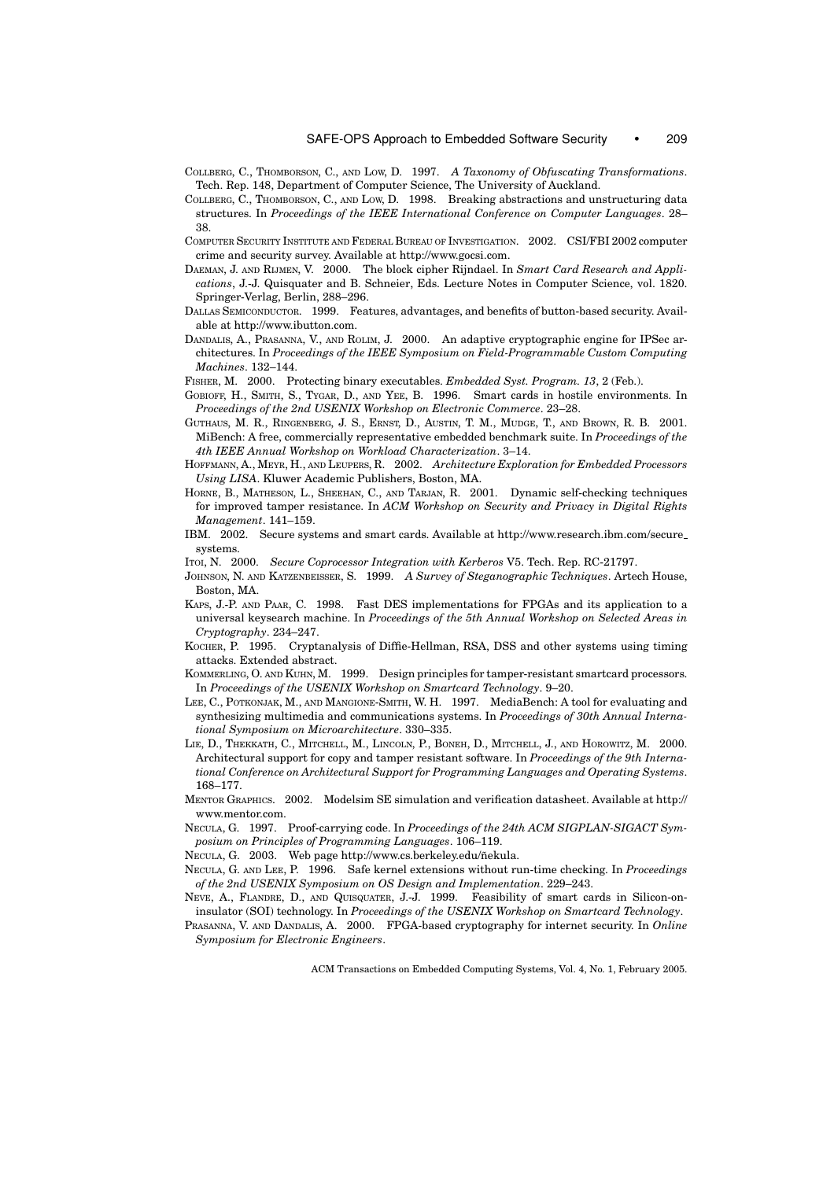COLLBERG, C., THOMBORSON, C., AND LOW, D. 1997. *A Taxonomy of Obfuscating Transformations*. Tech. Rep. 148, Department of Computer Science, The University of Auckland.

COLLBERG, C., THOMBORSON, C., AND LOW, D. 1998. Breaking abstractions and unstructuring data structures. In *Proceedings of the IEEE International Conference on Computer Languages*. 28–38.

COMPUTER SECURITY INSTITUTE AND FEDERAL BUREAU OF INVESTIGATION. 2002. CSI/FBI 2002 computer crime and security survey. Available at http://www.gocsi.com.

DAEMAN, J. AND RIJMEN, V. 2000. The block cipher Rijndael. In *Smart Card Research and Applications*, J.-J. Quisquater and B. Schneier, Eds. Lecture Notes in Computer Science, vol. 1820. Springer-Verlag, Berlin, 288–296.

DALLAS SEMICONDUCTOR. 1999. Features, advantages, and benefits of button-based security. Available at http://www.ibutton.com.

DANDALIS, A., PRASANNA, V., AND ROLIM, J. 2000. An adaptive cryptographic engine for IPSec architectures. In *Proceedings of the IEEE Symposium on Field-Programmable Custom Computing Machines*. 132–144.

FISHER, M. 2000. Protecting binary executables. *Embedded Syst. Program. 13*, 2 (Feb.).

GOBIOFF, H., SMITH, S., TYGAR, D., AND YEE, B. 1996. Smart cards in hostile environments. In *Proceedings of the 2nd USENIX Workshop on Electronic Commerce*. 23–28.

GUTHAUS, M. R., RINGENBERG, J. S., ERNST, D., AUSTIN, T. M., MUDGE, T., AND BROWN, R. B. 2001. MiBench: A free, commercially representative embedded benchmark suite. In *Proceedings of the 4th IEEE Annual Workshop on Workload Characterization*. 3–14.

HOFFMANN, A., MEYR, H., AND LEUPERS, R. 2002. *Architecture Exploration for Embedded Processors Using LISA*. Kluwer Academic Publishers, Boston, MA.

HORNE, B., MATHESON, L., SHEEHAN, C., AND TARJAN, R. 2001. Dynamic self-checking techniques for improved tamper resistance. In *ACM Workshop on Security and Privacy in Digital Rights Management*. 141–159.

IBM. 2002. Secure systems and smart cards. Available at http://www.research.ibm.com/secure_systems.

ITOI, N. 2000. *Secure Coprocessor Integration with Kerberos* V5. Tech. Rep. RC-21797.

JOHNSON, N. AND KATZENBEISSER, S. 1999. *A Survey of Steganographic Techniques*. Artech House, Boston, MA.

KAPS, J.-P. AND PAAR, C. 1998. Fast DES implementations for FPGAs and its application to a universal keysearch machine. In *Proceedings of the 5th Annual Workshop on Selected Areas in Cryptography*. 234–247.

KOCHER, P. 1995. Cryptanalysis of Diffie-Hellman, RSA, DSS and other systems using timing attacks. Extended abstract.

KOMMERLING, O. AND KUHN, M. 1999. Design principles for tamper-resistant smartcard processors. In *Proceedings of the USENIX Workshop on Smartcard Technology*. 9–20.

LEE, C., POTKONJAK, M., AND MANGIONE-SMITH, W. H. 1997. MediaBench: A tool for evaluating and synthesizing multimedia and communications systems. In *Proceedings of 30th Annual International Symposium on Microarchitecture*. 330–335.

LIE, D., THEKKATH, C., MITCHELL, M., LINCOLN, P., BONEH, D., MITCHELL, J., AND HOROWITZ, M. 2000. Architectural support for copy and tamper resistant software. In *Proceedings of the 9th International Conference on Architectural Support for Programming Languages and Operating Systems*. 168–177.

MENTOR GRAPHICS. 2002. Modelsim SE simulation and verification datasheet. Available at http://www.mentor.com.

NECULA, G. 1997. Proof-carrying code. In *Proceedings of the 24th ACM SIGPLAN-SIGACT Symposium on Principles of Programming Languages*. 106–119.

NECULA, G. 2003. Web page http://www.cs.berkeley.edu/ñekula.

NECULA, G. AND LEE, P. 1996. Safe kernel extensions without run-time checking. In *Proceedings of the 2nd USENIX Symposium on OS Design and Implementation*. 229–243.

NEVE, A., FLANDRE, D., AND QUISQUATER, J.-J. 1999. Feasibility of smart cards in Silicon-on-insulator (SOI) technology. In *Proceedings of the USENIX Workshop on Smartcard Technology*.

PRASANNA, V. AND DANDALIS, A. 2000. FPGA-based cryptography for internet security. In *Online Symposium for Electronic Engineers*.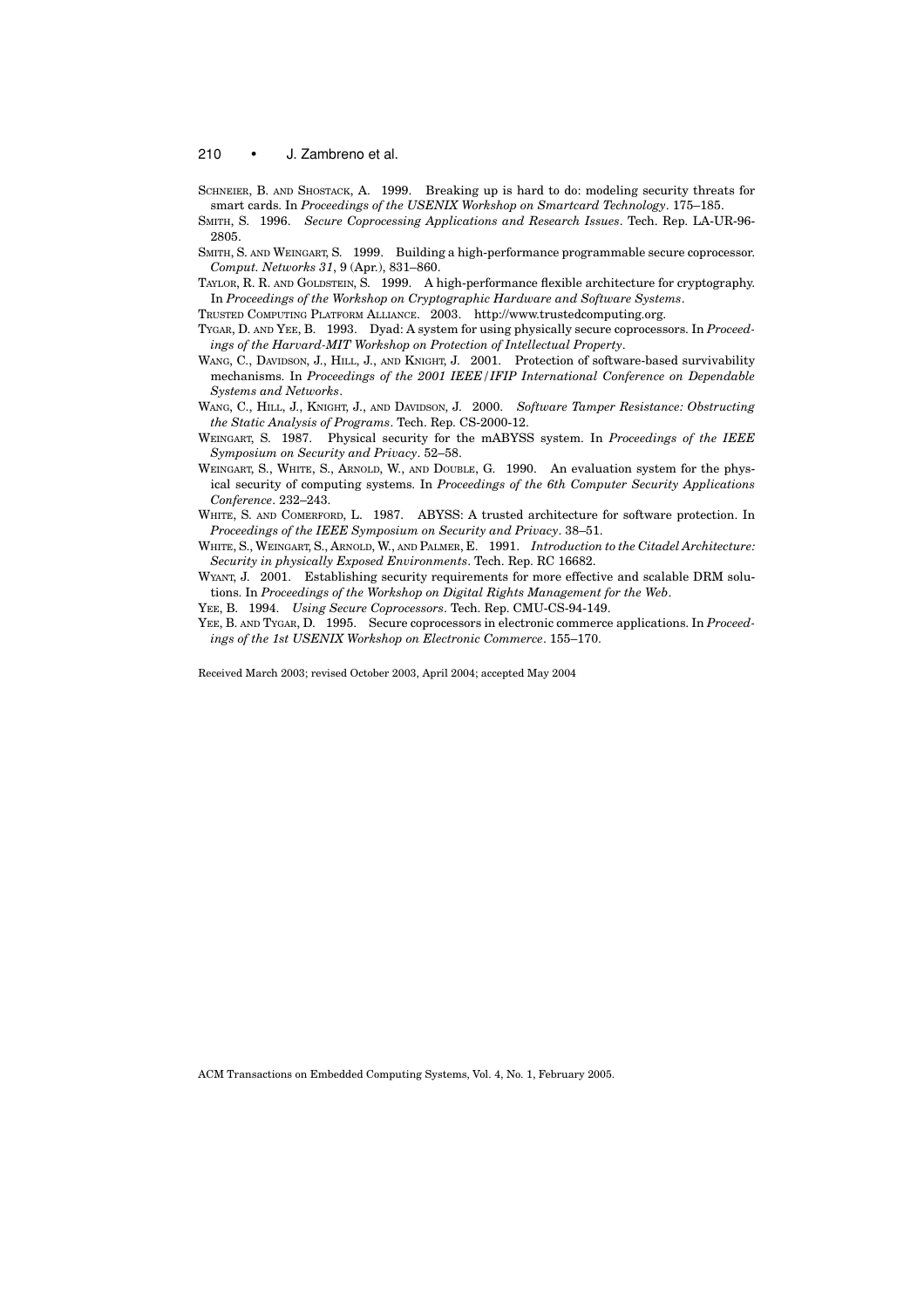Schneier, B. and Shostack, A. 1999. Breaking up is hard to do: modeling security threats for smart cards. In *Proceedings of the USENIX Workshop on Smartcard Technology*. 175–185.

Smith, S. 1996. *Secure Coprocessing Applications and Research Issues*. Tech. Rep. LA-UR-96-2805.

Smith, S. and Weingart, S. 1999. Building a high-performance programmable secure coprocessor. *Comput. Networks 31*, 9 (Apr.), 831–860.

Taylor, R. R. and Goldstein, S. 1999. A high-performance flexible architecture for cryptography. In *Proceedings of the Workshop on Cryptographic Hardware and Software Systems*.

Trusted Computing Platform Alliance. 2003. http://www.trustedcomputing.org.

Tygar, D. and Yee, B. 1993. Dyad: A system for using physically secure coprocessors. In *Proceedings of the Harvard-MIT Workshop on Protection of Intellectual Property*.

Wang, C., Davidson, J., Hill, J., and Knight, J. 2001. Protection of software-based survivability mechanisms. In *Proceedings of the 2001 IEEE/IFIP International Conference on Dependable Systems and Networks*.

Wang, C., Hill, J., Knight, J., and Davidson, J. 2000. *Software Tamper Resistance: Obstructing the Static Analysis of Programs*. Tech. Rep. CS-2000-12.

Weingart, S. 1987. Physical security for the mABYSS system. In *Proceedings of the IEEE Symposium on Security and Privacy*. 52–58.

Weingart, S., White, S., Arnold, W., and Double, G. 1990. An evaluation system for the physical security of computing systems. In *Proceedings of the 6th Computer Security Applications Conference*. 232–243.

White, S. and Comerford, L. 1987. ABYSS: A trusted architecture for software protection. In *Proceedings of the IEEE Symposium on Security and Privacy*. 38–51.

White, S., Weingart, S., Arnold, W., and Palmer, E. 1991. *Introduction to the Citadel Architecture: Security in physically Exposed Environments*. Tech. Rep. RC 16682.

Wyant, J. 2001. Establishing security requirements for more effective and scalable DRM solutions. In *Proceedings of the Workshop on Digital Rights Management for the Web*.

Yee, B. 1994. *Using Secure Coprocessors*. Tech. Rep. CMU-CS-94-149.

Yee, B. and Tygar, D. 1995. Secure coprocessors in electronic commerce applications. In *Proceedings of the 1st USENIX Workshop on Electronic Commerce*. 155–170.

Received March 2003; revised October 2003, April 2004; accepted May 2004